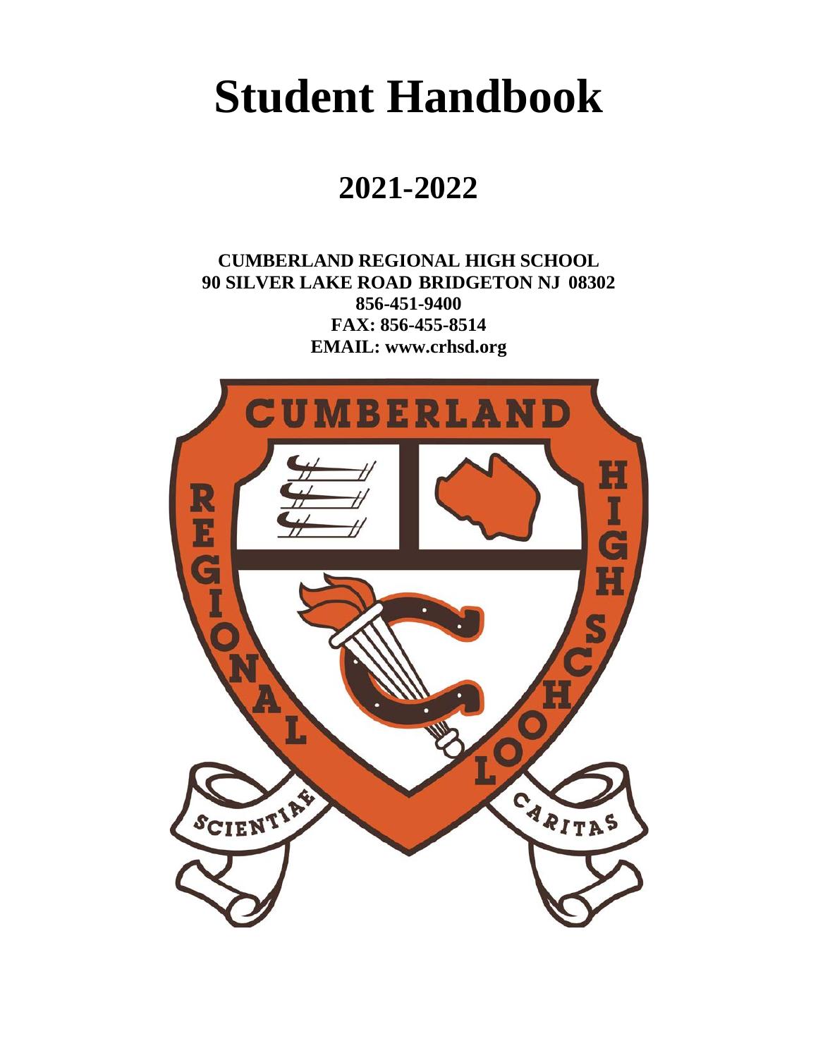# Student Handbook

## 2021-2022

**CUMBERLAND REGIONAL HIGH SCHOOL**
**90 SILVER LAKE ROAD BRIDGETON NJ 08302**
**856-451-9400**
**FAX: 856-455-8514**
**EMAIL: www.crhsd.org**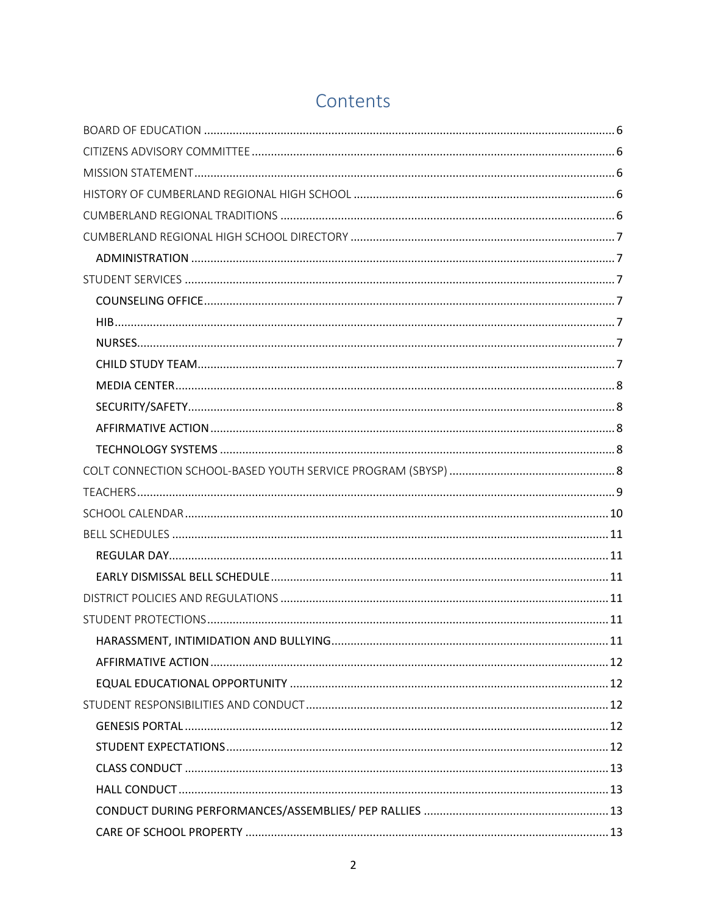# Contents

- BOARD OF EDUCATION ... 6
- CITIZENS ADVISORY COMMITTEE ... 6
- MISSION STATEMENT ... 6
- HISTORY OF CUMBERLAND REGIONAL HIGH SCHOOL ... 6
- CUMBERLAND REGIONAL TRADITIONS ... 6
- CUMBERLAND REGIONAL HIGH SCHOOL DIRECTORY ... 7
  - ADMINISTRATION ... 7
- STUDENT SERVICES ... 7
  - COUNSELING OFFICE ... 7
  - HIB ... 7
  - NURSES ... 7
  - CHILD STUDY TEAM ... 7
  - MEDIA CENTER ... 8
  - SECURITY/SAFETY ... 8
  - AFFIRMATIVE ACTION ... 8
  - TECHNOLOGY SYSTEMS ... 8
- COLT CONNECTION SCHOOL-BASED YOUTH SERVICE PROGRAM (SBYSP) ... 8
- TEACHERS ... 9
- SCHOOL CALENDAR ... 10
- BELL SCHEDULES ... 11
  - REGULAR DAY ... 11
  - EARLY DISMISSAL BELL SCHEDULE ... 11
- DISTRICT POLICIES AND REGULATIONS ... 11
- STUDENT PROTECTIONS ... 11
  - HARASSMENT, INTIMIDATION AND BULLYING ... 11
  - AFFIRMATIVE ACTION ... 12
  - EQUAL EDUCATIONAL OPPORTUNITY ... 12
- STUDENT RESPONSIBILITIES AND CONDUCT ... 12
  - GENESIS PORTAL ... 12
  - STUDENT EXPECTATIONS ... 12
  - CLASS CONDUCT ... 13
  - HALL CONDUCT ... 13
  - CONDUCT DURING PERFORMANCES/ASSEMBLIES/ PEP RALLIES ... 13
  - CARE OF SCHOOL PROPERTY ... 13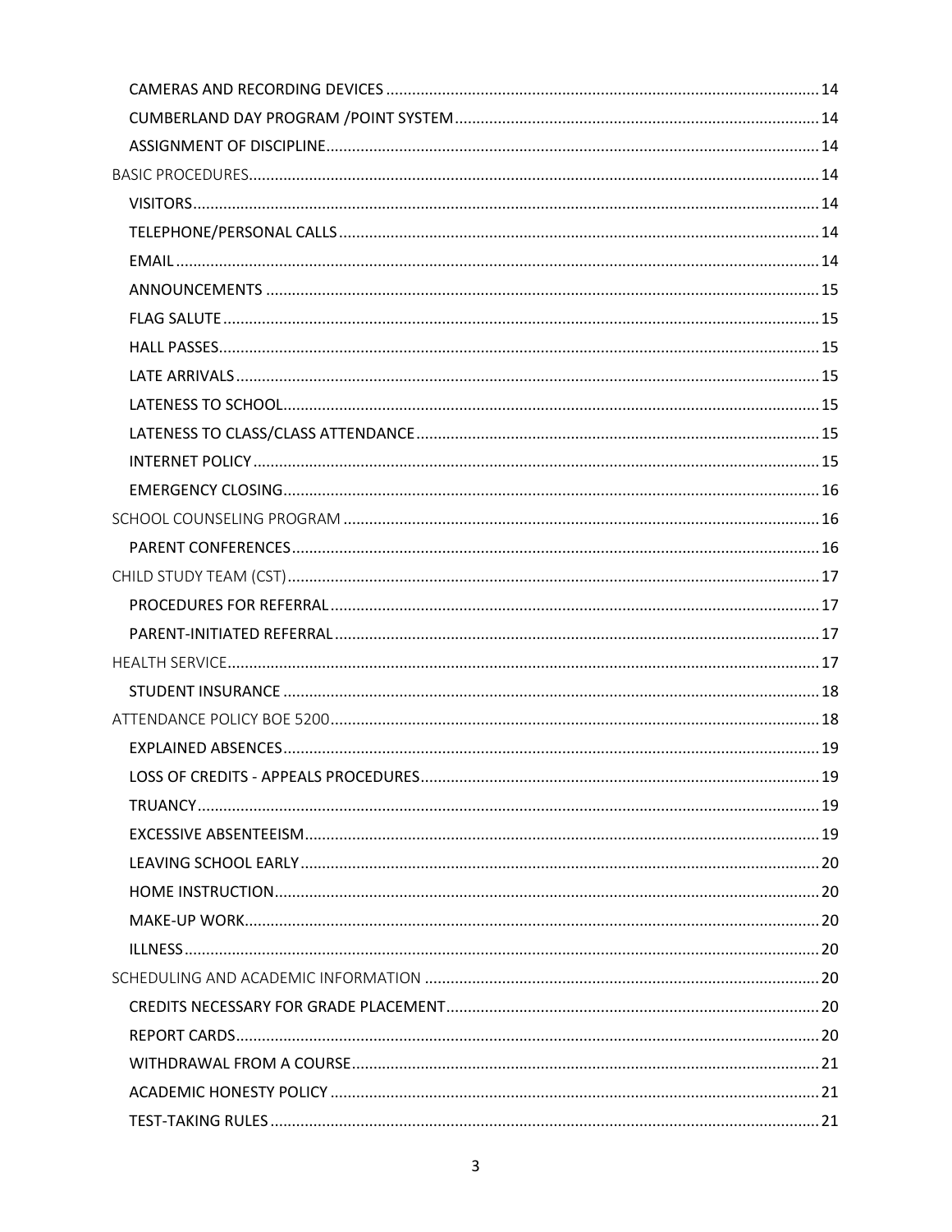- CAMERAS AND RECORDING DEVICES ..... 14
- CUMBERLAND DAY PROGRAM /POINT SYSTEM ..... 14
- ASSIGNMENT OF DISCIPLINE ..... 14

BASIC PROCEDURES ..... 14

- VISITORS ..... 14
- TELEPHONE/PERSONAL CALLS ..... 14
- EMAIL ..... 14
- ANNOUNCEMENTS ..... 15
- FLAG SALUTE ..... 15
- HALL PASSES ..... 15
- LATE ARRIVALS ..... 15
- LATENESS TO SCHOOL ..... 15
- LATENESS TO CLASS/CLASS ATTENDANCE ..... 15
- INTERNET POLICY ..... 15
- EMERGENCY CLOSING ..... 16

SCHOOL COUNSELING PROGRAM ..... 16

- PARENT CONFERENCES ..... 16

CHILD STUDY TEAM (CST) ..... 17

- PROCEDURES FOR REFERRAL ..... 17
- PARENT-INITIATED REFERRAL ..... 17

HEALTH SERVICE ..... 17

- STUDENT INSURANCE ..... 18

ATTENDANCE POLICY BOE 5200 ..... 18

- EXPLAINED ABSENCES ..... 19
- LOSS OF CREDITS - APPEALS PROCEDURES ..... 19
- TRUANCY ..... 19
- EXCESSIVE ABSENTEEISM ..... 19
- LEAVING SCHOOL EARLY ..... 20
- HOME INSTRUCTION ..... 20
- MAKE-UP WORK ..... 20
- ILLNESS ..... 20

SCHEDULING AND ACADEMIC INFORMATION ..... 20

- CREDITS NECESSARY FOR GRADE PLACEMENT ..... 20
- REPORT CARDS ..... 20
- WITHDRAWAL FROM A COURSE ..... 21
- ACADEMIC HONESTY POLICY ..... 21
- TEST-TAKING RULES ..... 21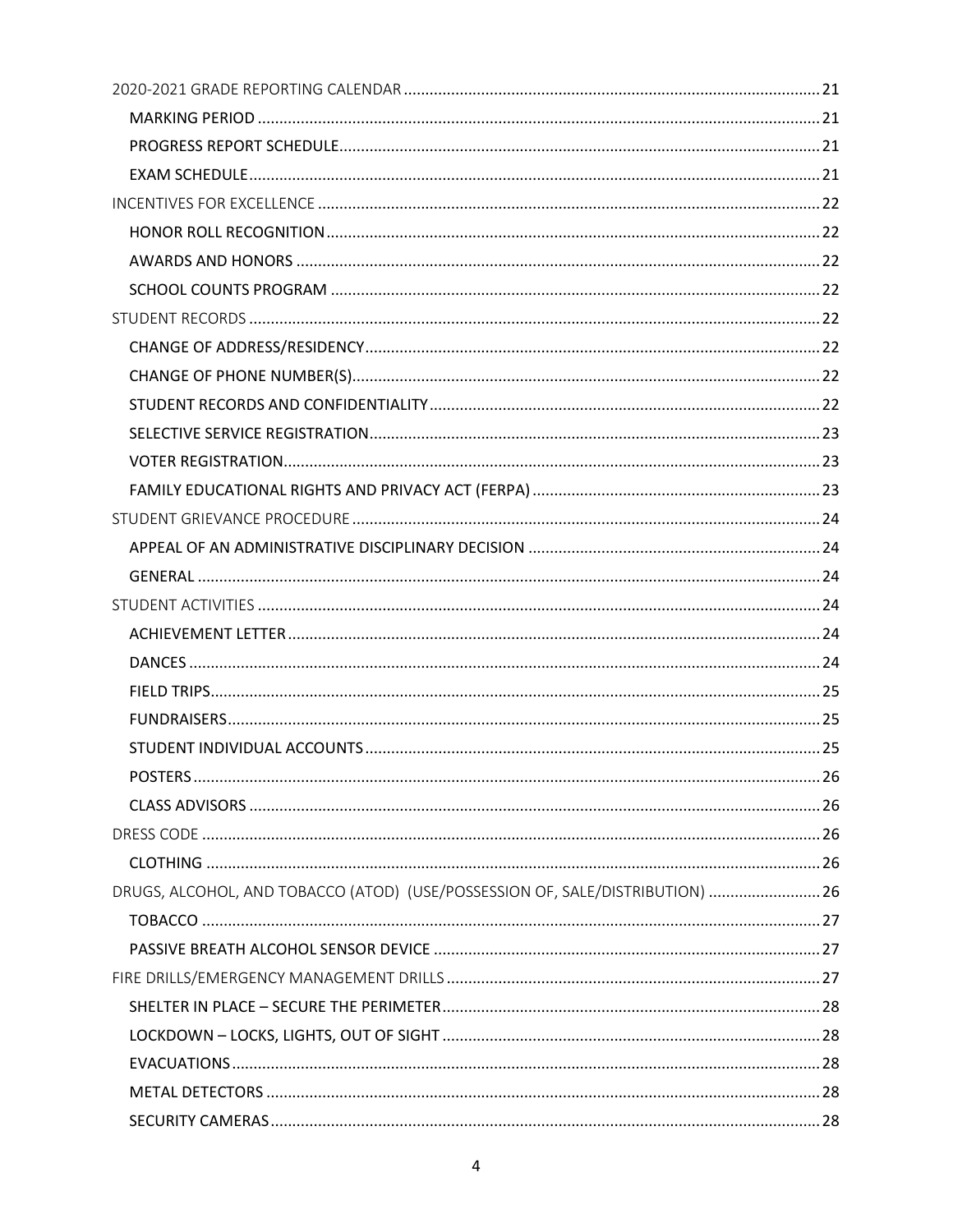2020-2021 GRADE REPORTING CALENDAR ..... 21
- MARKING PERIOD ..... 21
- PROGRESS REPORT SCHEDULE ..... 21
- EXAM SCHEDULE ..... 21

INCENTIVES FOR EXCELLENCE ..... 22
- HONOR ROLL RECOGNITION ..... 22
- AWARDS AND HONORS ..... 22
- SCHOOL COUNTS PROGRAM ..... 22

STUDENT RECORDS ..... 22
- CHANGE OF ADDRESS/RESIDENCY ..... 22
- CHANGE OF PHONE NUMBER(S) ..... 22
- STUDENT RECORDS AND CONFIDENTIALITY ..... 22
- SELECTIVE SERVICE REGISTRATION ..... 23
- VOTER REGISTRATION ..... 23
- FAMILY EDUCATIONAL RIGHTS AND PRIVACY ACT (FERPA) ..... 23

STUDENT GRIEVANCE PROCEDURE ..... 24
- APPEAL OF AN ADMINISTRATIVE DISCIPLINARY DECISION ..... 24
- GENERAL ..... 24

STUDENT ACTIVITIES ..... 24
- ACHIEVEMENT LETTER ..... 24
- DANCES ..... 24
- FIELD TRIPS ..... 25
- FUNDRAISERS ..... 25
- STUDENT INDIVIDUAL ACCOUNTS ..... 25
- POSTERS ..... 26
- CLASS ADVISORS ..... 26

DRESS CODE ..... 26
- CLOTHING ..... 26

DRUGS, ALCOHOL, AND TOBACCO (ATOD) (USE/POSSESSION OF, SALE/DISTRIBUTION) ..... 26
- TOBACCO ..... 27
- PASSIVE BREATH ALCOHOL SENSOR DEVICE ..... 27

FIRE DRILLS/EMERGENCY MANAGEMENT DRILLS ..... 27
- SHELTER IN PLACE – SECURE THE PERIMETER ..... 28
- LOCKDOWN – LOCKS, LIGHTS, OUT OF SIGHT ..... 28
- EVACUATIONS ..... 28
- METAL DETECTORS ..... 28
- SECURITY CAMERAS ..... 28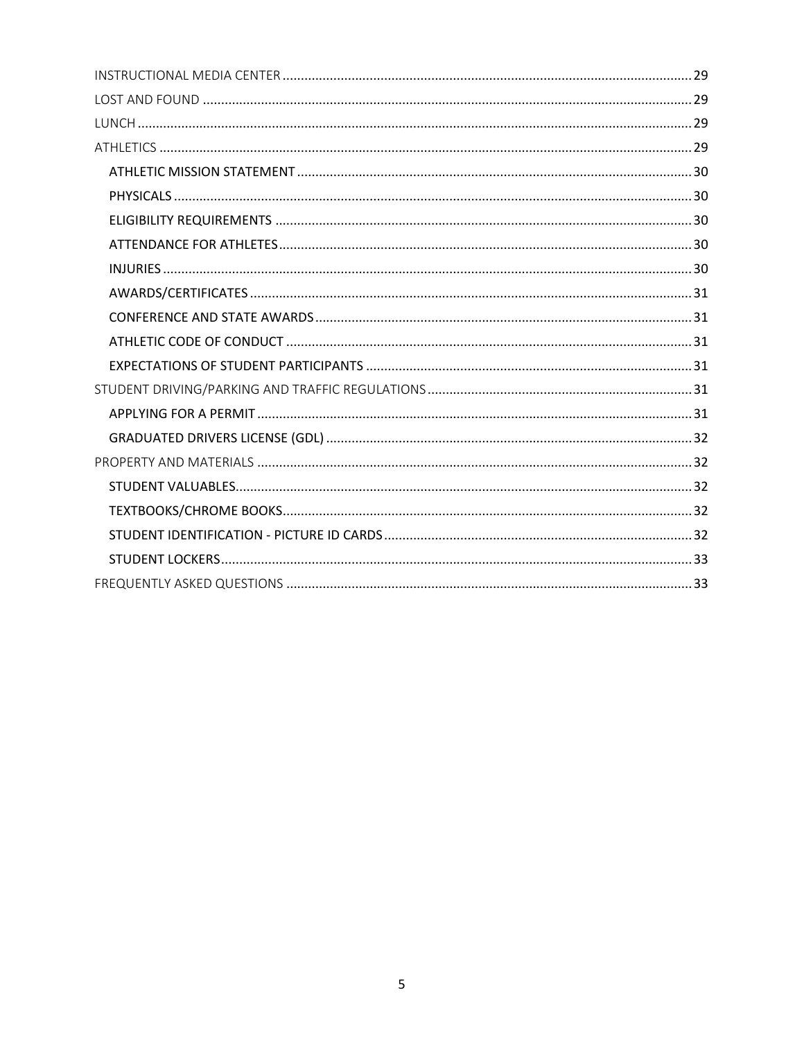- INSTRUCTIONAL MEDIA CENTER ........ 29
- LOST AND FOUND ........ 29
- LUNCH ........ 29
- ATHLETICS ........ 29
  - ATHLETIC MISSION STATEMENT ........ 30
  - PHYSICALS ........ 30
  - ELIGIBILITY REQUIREMENTS ........ 30
  - ATTENDANCE FOR ATHLETES ........ 30
  - INJURIES ........ 30
  - AWARDS/CERTIFICATES ........ 31
  - CONFERENCE AND STATE AWARDS ........ 31
  - ATHLETIC CODE OF CONDUCT ........ 31
  - EXPECTATIONS OF STUDENT PARTICIPANTS ........ 31
- STUDENT DRIVING/PARKING AND TRAFFIC REGULATIONS ........ 31
  - APPLYING FOR A PERMIT ........ 31
  - GRADUATED DRIVERS LICENSE (GDL) ........ 32
- PROPERTY AND MATERIALS ........ 32
  - STUDENT VALUABLES ........ 32
  - TEXTBOOKS/CHROME BOOKS ........ 32
  - STUDENT IDENTIFICATION - PICTURE ID CARDS ........ 32
  - STUDENT LOCKERS ........ 33
- FREQUENTLY ASKED QUESTIONS ........ 33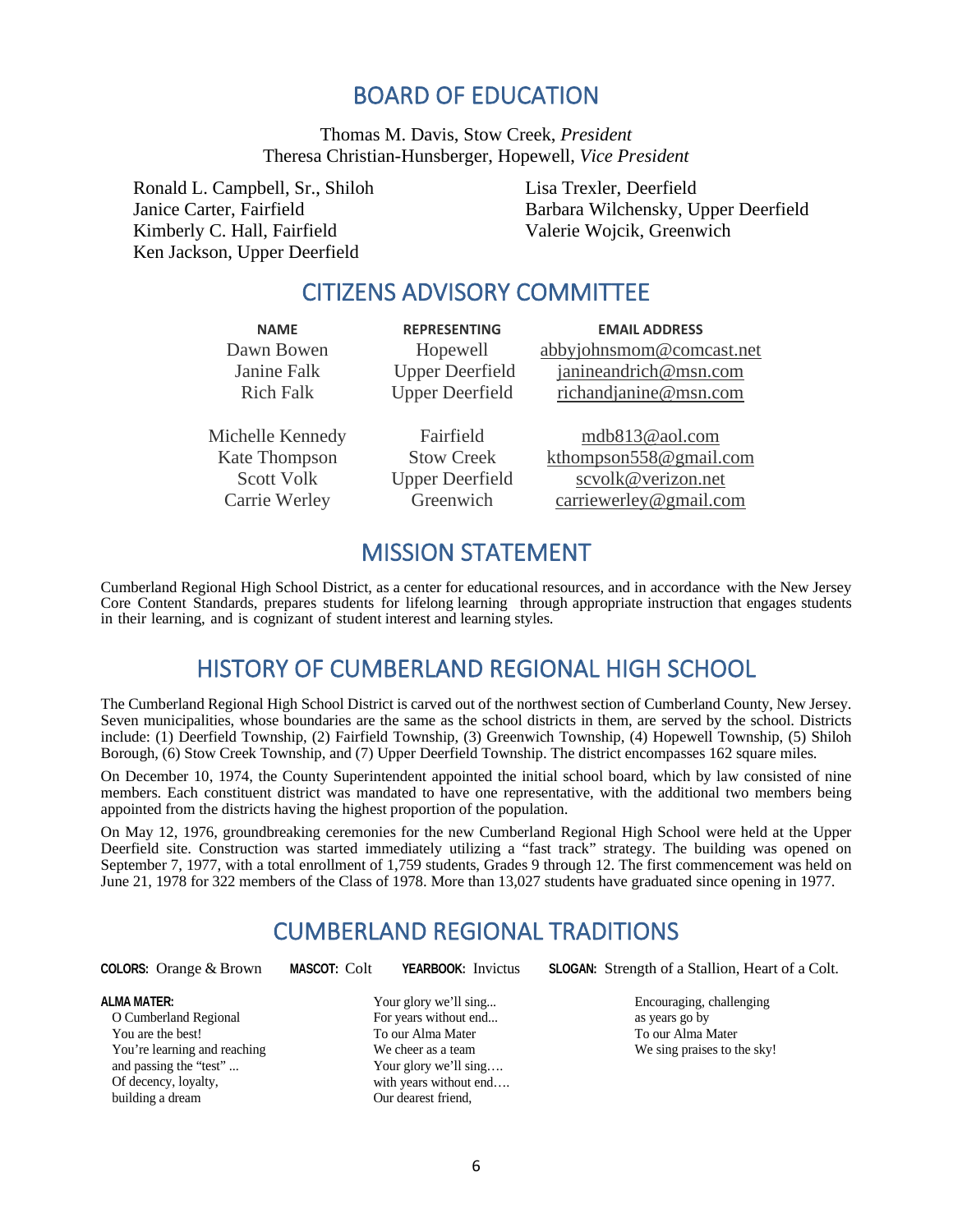## BOARD OF EDUCATION

Thomas M. Davis, Stow Creek, *President*
Theresa Christian-Hunsberger, Hopewell, *Vice President*

Ronald L. Campbell, Sr., Shiloh
Janice Carter, Fairfield
Kimberly C. Hall, Fairfield
Ken Jackson, Upper Deerfield
Lisa Trexler, Deerfield
Barbara Wilchensky, Upper Deerfield
Valerie Wojcik, Greenwich

## CITIZENS ADVISORY COMMITTEE

| NAME | REPRESENTING | EMAIL ADDRESS |
|---|---|---|
| Dawn Bowen | Hopewell | abbyjohnsmom@comcast.net |
| Janine Falk | Upper Deerfield | janineandrich@msn.com |
| Rich Falk | Upper Deerfield | richandjanine@msn.com |
| Michelle Kennedy | Fairfield | mdb813@aol.com |
| Kate Thompson | Stow Creek | kthompson558@gmail.com |
| Scott Volk | Upper Deerfield | scvolk@verizon.net |
| Carrie Werley | Greenwich | carriewerley@gmail.com |

## MISSION STATEMENT

Cumberland Regional High School District, as a center for educational resources, and in accordance with the New Jersey Core Content Standards, prepares students for lifelong learning through appropriate instruction that engages students in their learning, and is cognizant of student interest and learning styles.

## HISTORY OF CUMBERLAND REGIONAL HIGH SCHOOL

The Cumberland Regional High School District is carved out of the northwest section of Cumberland County, New Jersey. Seven municipalities, whose boundaries are the same as the school districts in them, are served by the school. Districts include: (1) Deerfield Township, (2) Fairfield Township, (3) Greenwich Township, (4) Hopewell Township, (5) Shiloh Borough, (6) Stow Creek Township, and (7) Upper Deerfield Township. The district encompasses 162 square miles.

On December 10, 1974, the County Superintendent appointed the initial school board, which by law consisted of nine members. Each constituent district was mandated to have one representative, with the additional two members being appointed from the districts having the highest proportion of the population.

On May 12, 1976, groundbreaking ceremonies for the new Cumberland Regional High School were held at the Upper Deerfield site. Construction was started immediately utilizing a "fast track" strategy. The building was opened on September 7, 1977, with a total enrollment of 1,759 students, Grades 9 through 12. The first commencement was held on June 21, 1978 for 322 members of the Class of 1978. More than 13,027 students have graduated since opening in 1977.

## CUMBERLAND REGIONAL TRADITIONS

**COLORS:** Orange & Brown **MASCOT:** Colt **YEARBOOK:** Invictus **SLOGAN:** Strength of a Stallion, Heart of a Colt.

**ALMA MATER:**

O Cumberland Regional
You are the best!
You're learning and reaching
and passing the "test" ...
Of decency, loyalty,
building a dream

Your glory we'll sing...
For years without end...
To our Alma Mater
We cheer as a team
Your glory we'll sing….
with years without end….
Our dearest friend,

Encouraging, challenging
as years go by
To our Alma Mater
We sing praises to the sky!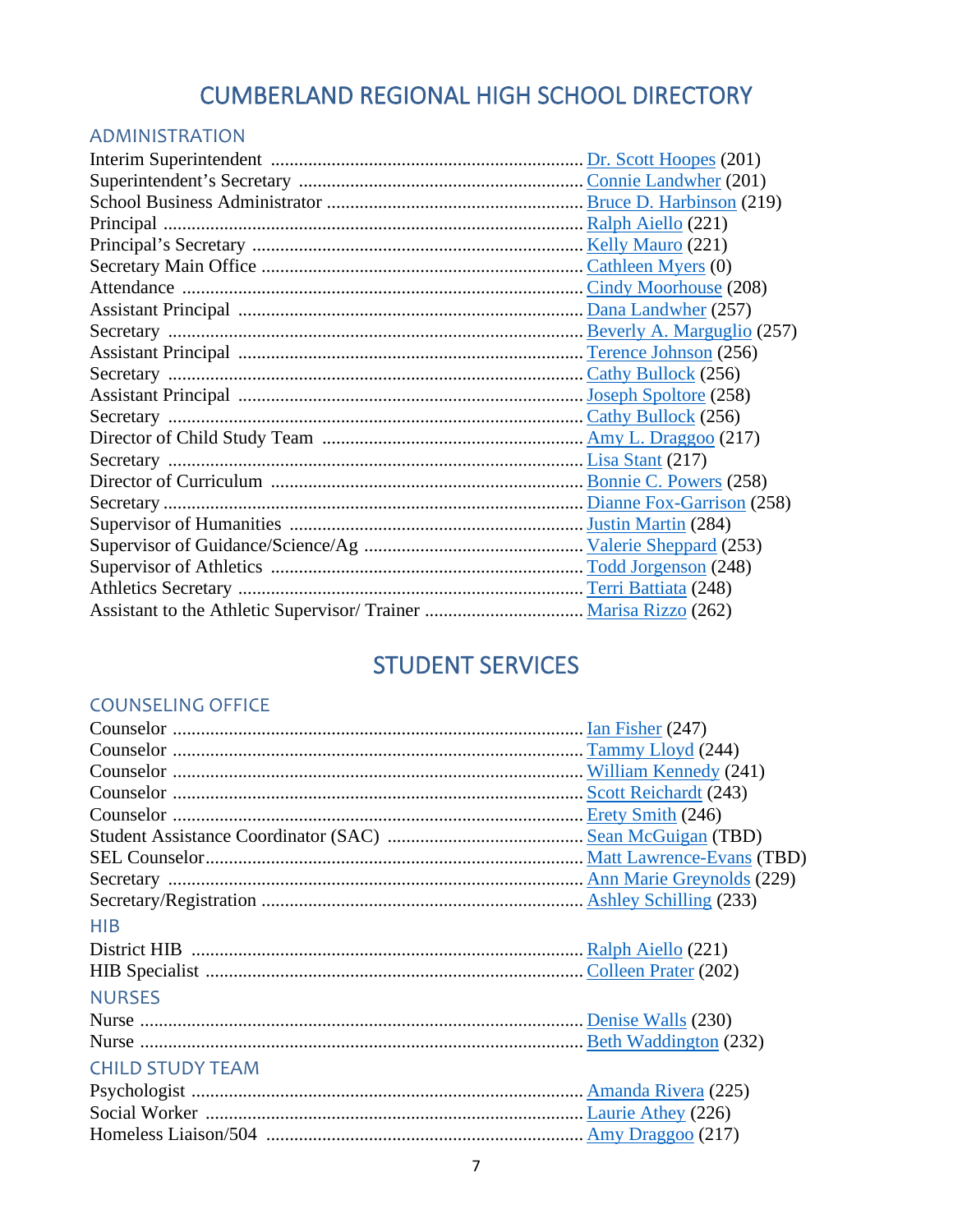# CUMBERLAND REGIONAL HIGH SCHOOL DIRECTORY

## ADMINISTRATION

Interim Superintendent .................................................................. Dr. Scott Hoopes (201)
Superintendent's Secretary ............................................................ Connie Landwher (201)
School Business Administrator ...................................................... Bruce D. Harbinson (219)
Principal ........................................................................................ Ralph Aiello (221)
Principal's Secretary ..................................................................... Kelly Mauro (221)
Secretary Main Office ................................................................... Cathleen Myers (0)
Attendance .................................................................................... Cindy Moorhouse (208)
Assistant Principal ........................................................................ Dana Landwher (257)
Secretary ....................................................................................... Beverly A. Marguglio (257)
Assistant Principal ........................................................................ Terence Johnson (256)
Secretary ....................................................................................... Cathy Bullock (256)
Assistant Principal ........................................................................ Joseph Spoltore (258)
Secretary ....................................................................................... Cathy Bullock (256)
Director of Child Study Team ....................................................... Amy L. Draggoo (217)
Secretary ....................................................................................... Lisa Stant (217)
Director of Curriculum ................................................................. Bonnie C. Powers (258)
Secretary ....................................................................................... Dianne Fox-Garrison (258)
Supervisor of Humanities .............................................................. Justin Martin (284)
Supervisor of Guidance/Science/Ag .............................................. Valerie Sheppard (253)
Supervisor of Athletics ................................................................. Todd Jorgenson (248)
Athletics Secretary ........................................................................ Terri Battiata (248)
Assistant to the Athletic Supervisor/ Trainer ................................. Marisa Rizzo (262)

# STUDENT SERVICES

## COUNSELING OFFICE

Counselor ...................................................................................... Ian Fisher (247)
Counselor ...................................................................................... Tammy Lloyd (244)
Counselor ...................................................................................... William Kennedy (241)
Counselor ...................................................................................... Scott Reichardt (243)
Counselor ...................................................................................... Erety Smith (246)
Student Assistance Coordinator (SAC) .......................................... Sean McGuigan (TBD)
SEL Counselor ............................................................................... Matt Lawrence-Evans (TBD)
Secretary ....................................................................................... Ann Marie Greynolds (229)
Secretary/Registration .................................................................... Ashley Schilling (233)

## HIB

District HIB ................................................................................... Ralph Aiello (221)
HIB Specialist ................................................................................ Colleen Prater (202)

## NURSES

Nurse ............................................................................................. Denise Walls (230)
Nurse ............................................................................................. Beth Waddington (232)

## CHILD STUDY TEAM

Psychologist .................................................................................. Amanda Rivera (225)
Social Worker ................................................................................ Laurie Athey (226)
Homeless Liaison/504 ................................................................... Amy Draggoo (217)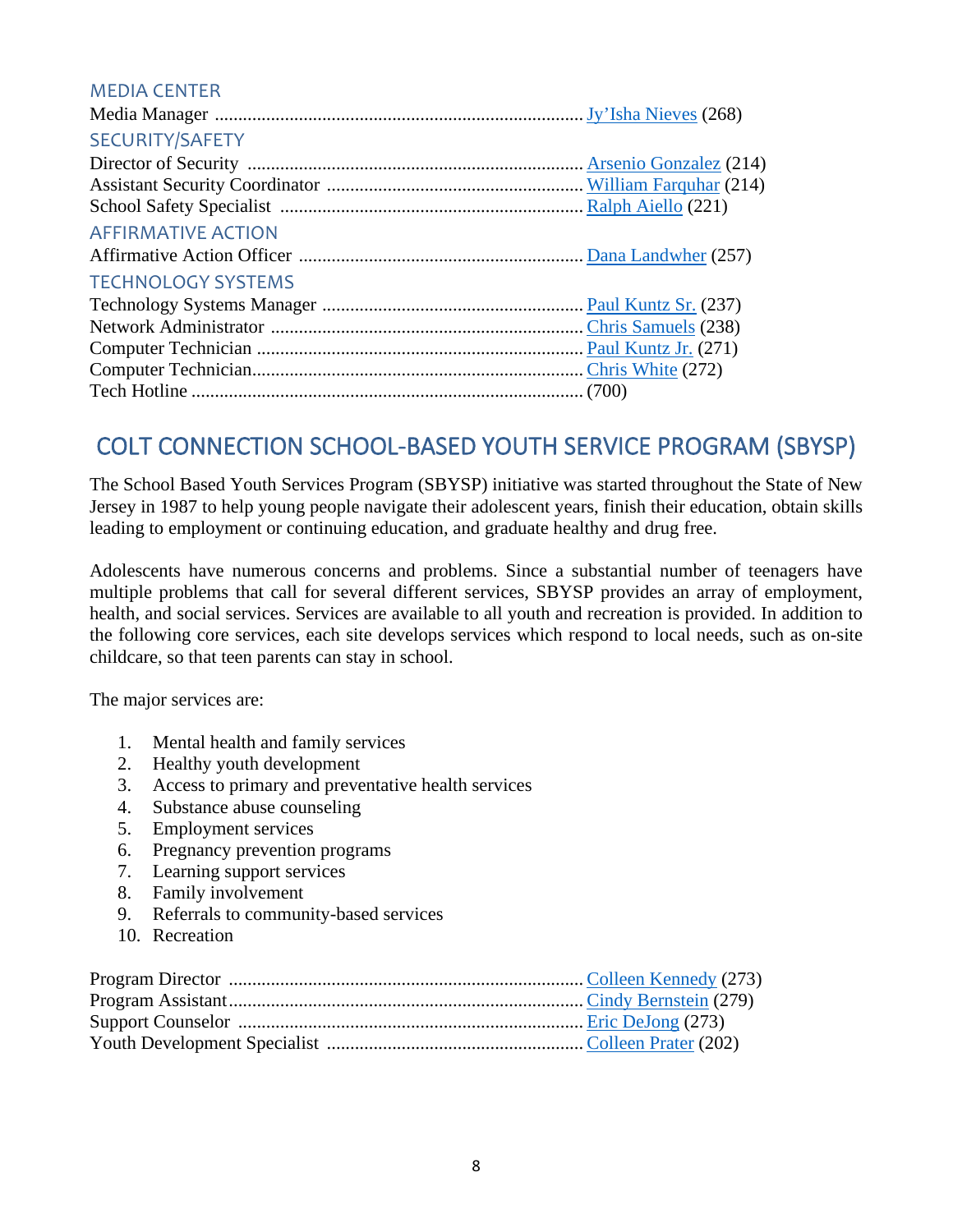### MEDIA CENTER

Media Manager .............................................................................. Jy'Isha Nieves (268)

### SECURITY/SAFETY

Director of Security ....................................................................... Arsenio Gonzalez (214)
Assistant Security Coordinator ...................................................... William Farquhar (214)
School Safety Specialist ................................................................ Ralph Aiello (221)

### AFFIRMATIVE ACTION

Affirmative Action Officer ............................................................ Dana Landwher (257)

### TECHNOLOGY SYSTEMS

Technology Systems Manager ....................................................... Paul Kuntz Sr. (237)
Network Administrator .................................................................. Chris Samuels (238)
Computer Technician ..................................................................... Paul Kuntz Jr. (271)
Computer Technician...................................................................... Chris White (272)
Tech Hotline ................................................................................... (700)

## COLT CONNECTION SCHOOL-BASED YOUTH SERVICE PROGRAM (SBYSP)

The School Based Youth Services Program (SBYSP) initiative was started throughout the State of New Jersey in 1987 to help young people navigate their adolescent years, finish their education, obtain skills leading to employment or continuing education, and graduate healthy and drug free.

Adolescents have numerous concerns and problems. Since a substantial number of teenagers have multiple problems that call for several different services, SBYSP provides an array of employment, health, and social services. Services are available to all youth and recreation is provided. In addition to the following core services, each site develops services which respond to local needs, such as on-site childcare, so that teen parents can stay in school.

The major services are:

1. Mental health and family services
2. Healthy youth development
3. Access to primary and preventative health services
4. Substance abuse counseling
5. Employment services
6. Pregnancy prevention programs
7. Learning support services
8. Family involvement
9. Referrals to community-based services
10. Recreation

Program Director ........................................................................... Colleen Kennedy (273)
Program Assistant........................................................................... Cindy Bernstein (279)
Support Counselor ......................................................................... Eric DeJong (273)
Youth Development Specialist ...................................................... Colleen Prater (202)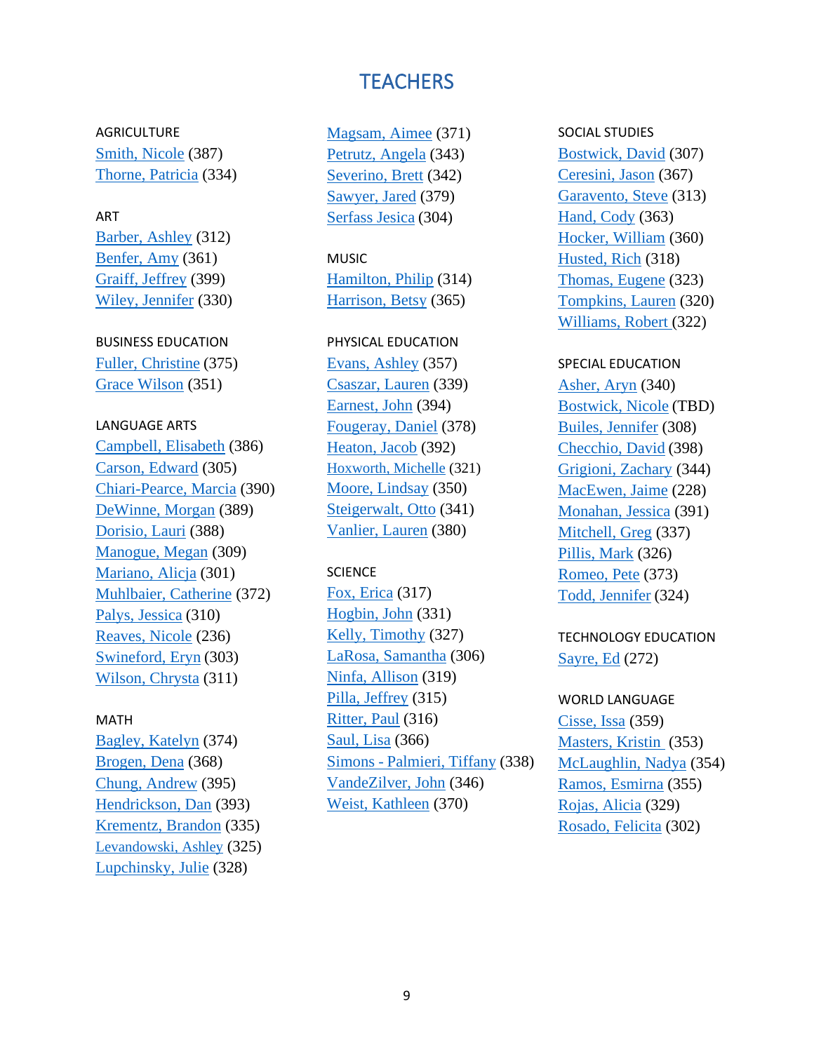# TEACHERS

AGRICULTURE

Smith, Nicole (387)
Thorne, Patricia (334)

ART

Barber, Ashley (312)
Benfer, Amy (361)
Graiff, Jeffrey (399)
Wiley, Jennifer (330)

BUSINESS EDUCATION

Fuller, Christine (375)
Grace Wilson (351)

LANGUAGE ARTS

Campbell, Elisabeth (386)
Carson, Edward (305)
Chiari-Pearce, Marcia (390)
DeWinne, Morgan (389)
Dorisio, Lauri (388)
Manogue, Megan (309)
Mariano, Alicja (301)
Muhlbaier, Catherine (372)
Palys, Jessica (310)
Reaves, Nicole (236)
Swineford, Eryn (303)
Wilson, Chrysta (311)

MATH

Bagley, Katelyn (374)
Brogen, Dena (368)
Chung, Andrew (395)
Hendrickson, Dan (393)
Krementz, Brandon (335)
Levandowski, Ashley (325)
Lupchinsky, Julie (328)
Magsam, Aimee (371)
Petrutz, Angela (343)
Severino, Brett (342)
Sawyer, Jared (379)
Serfass Jesica (304)

MUSIC

Hamilton, Philip (314)
Harrison, Betsy (365)

PHYSICAL EDUCATION

Evans, Ashley (357)
Csaszar, Lauren (339)
Earnest, John (394)
Fougeray, Daniel (378)
Heaton, Jacob (392)
Hoxworth, Michelle (321)
Moore, Lindsay (350)
Steigerwalt, Otto (341)
Vanlier, Lauren (380)

SCIENCE

Fox, Erica (317)
Hogbin, John (331)
Kelly, Timothy (327)
LaRosa, Samantha (306)
Ninfa, Allison (319)
Pilla, Jeffrey (315)
Ritter, Paul (316)
Saul, Lisa (366)
Simons - Palmieri, Tiffany (338)
VandeZilver, John (346)
Weist, Kathleen (370)

SOCIAL STUDIES

Bostwick, David (307)
Ceresini, Jason (367)
Garavento, Steve (313)
Hand, Cody (363)
Hocker, William (360)
Husted, Rich (318)
Thomas, Eugene (323)
Tompkins, Lauren (320)
Williams, Robert (322)

SPECIAL EDUCATION

Asher, Aryn (340)
Bostwick, Nicole (TBD)
Builes, Jennifer (308)
Checchio, David (398)
Grigioni, Zachary (344)
MacEwen, Jaime (228)
Monahan, Jessica (391)
Mitchell, Greg (337)
Pillis, Mark (326)
Romeo, Pete (373)
Todd, Jennifer (324)

TECHNOLOGY EDUCATION

Sayre, Ed (272)

WORLD LANGUAGE

Cisse, Issa (359)
Masters, Kristin (353)
McLaughlin, Nadya (354)
Ramos, Esmirna (355)
Rojas, Alicia (329)
Rosado, Felicita (302)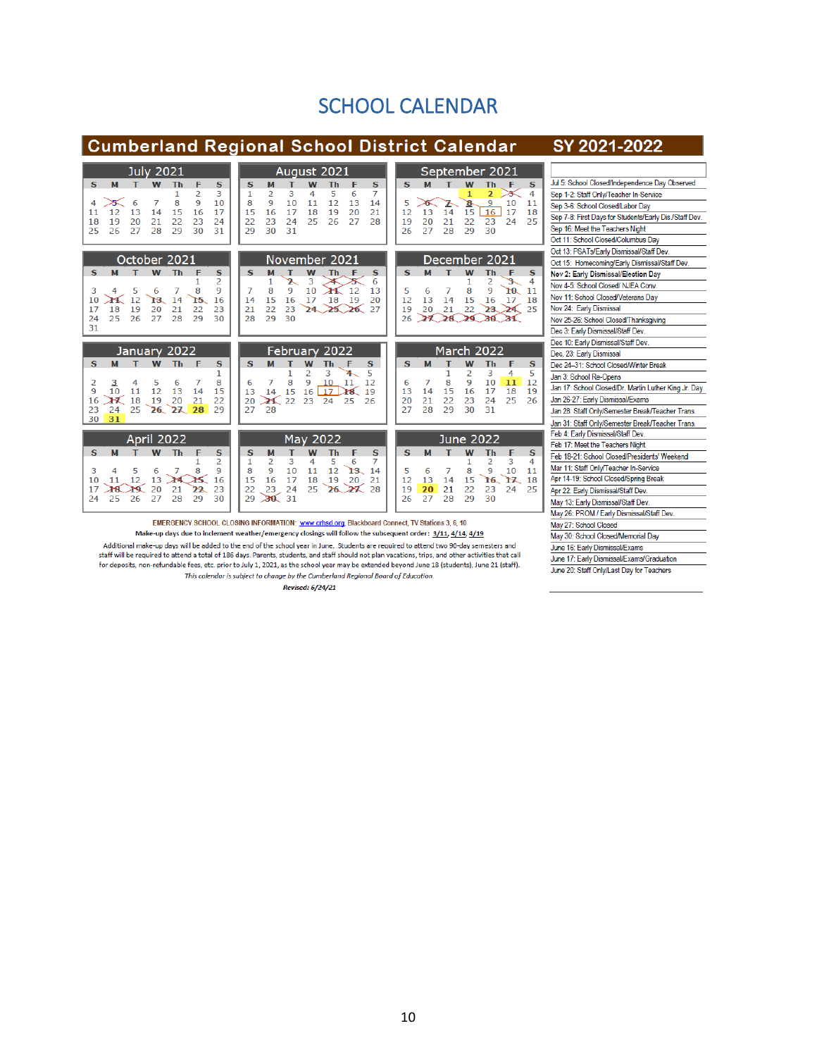# SCHOOL CALENDAR

## Cumberland Regional School District Calendar — SY 2021-2022

### July 2021

| S | M | T | W | Th | F | S |
|---|---|---|---|---|---|---|
| | | | | 1 | 2 | 3 |
| 4 | 5 | 6 | 7 | 8 | 9 | 10 |
| 11 | 12 | 13 | 14 | 15 | 16 | 17 |
| 18 | 19 | 20 | 21 | 22 | 23 | 24 |
| 25 | 26 | 27 | 28 | 29 | 30 | 31 |

### August 2021

| S | M | T | W | Th | F | S |
|---|---|---|---|---|---|---|
| 1 | 2 | 3 | 4 | 5 | 6 | 7 |
| 8 | 9 | 10 | 11 | 12 | 13 | 14 |
| 15 | 16 | 17 | 18 | 19 | 20 | 21 |
| 22 | 23 | 24 | 25 | 26 | 27 | 28 |
| 29 | 30 | 31 | | | | |

### September 2021

| S | M | T | W | Th | F | S |
|---|---|---|---|---|---|---|
| | | | 1 | 2 | 3 | 4 |
| 5 | 6 | 7 | 8 | 9 | 10 | 11 |
| 12 | 13 | 14 | 15 | 16 | 17 | 18 |
| 19 | 20 | 21 | 22 | 23 | 24 | 25 |
| 26 | 27 | 28 | 29 | 30 | | |

### October 2021

| S | M | T | W | Th | F | S |
|---|---|---|---|---|---|---|
| | | | | | 1 | 2 |
| 3 | 4 | 5 | 6 | 7 | 8 | 9 |
| 10 | 11 | 12 | 13 | 14 | 15 | 16 |
| 17 | 18 | 19 | 20 | 21 | 22 | 23 |
| 24 | 25 | 26 | 27 | 28 | 29 | 30 |
| 31 | | | | | | |

### November 2021

| S | M | T | W | Th | F | S |
|---|---|---|---|---|---|---|
| | 1 | 2 | 3 | 4 | 5 | 6 |
| 7 | 8 | 9 | 10 | 11 | 12 | 13 |
| 14 | 15 | 16 | 17 | 18 | 19 | 20 |
| 21 | 22 | 23 | 24 | 25 | 26 | 27 |
| 28 | 29 | 30 | | | | |

### December 2021

| S | M | T | W | Th | F | S |
|---|---|---|---|---|---|---|
| | | | 1 | 2 | 3 | 4 |
| 5 | 6 | 7 | 8 | 9 | 10 | 11 |
| 12 | 13 | 14 | 15 | 16 | 17 | 18 |
| 19 | 20 | 21 | 22 | 23 | 24 | 25 |
| 26 | 27 | 28 | 29 | 30 | 31 | |

### January 2022

| S | M | T | W | Th | F | S |
|---|---|---|---|---|---|---|
| | | | | | | 1 |
| 2 | 3 | 4 | 5 | 6 | 7 | 8 |
| 9 | 10 | 11 | 12 | 13 | 14 | 15 |
| 16 | 17 | 18 | 19 | 20 | 21 | 22 |
| 23 | 24 | 25 | 26 | 27 | 28 | 29 |
| 30 | 31 | | | | | |

### February 2022

| S | M | T | W | Th | F | S |
|---|---|---|---|---|---|---|
| | | 1 | 2 | 3 | 4 | 5 |
| 6 | 7 | 8 | 9 | 10 | 11 | 12 |
| 13 | 14 | 15 | 16 | 17 | 18 | 19 |
| 20 | 21 | 22 | 23 | 24 | 25 | 26 |
| 27 | 28 | | | | | |

### March 2022

| S | M | T | W | Th | F | S |
|---|---|---|---|---|---|---|
| | | 1 | 2 | 3 | 4 | 5 |
| 6 | 7 | 8 | 9 | 10 | 11 | 12 |
| 13 | 14 | 15 | 16 | 17 | 18 | 19 |
| 20 | 21 | 22 | 23 | 24 | 25 | 26 |
| 27 | 28 | 29 | 30 | 31 | | |

### April 2022

| S | M | T | W | Th | F | S |
|---|---|---|---|---|---|---|
| | | | | | 1 | 2 |
| 3 | 4 | 5 | 6 | 7 | 8 | 9 |
| 10 | 11 | 12 | 13 | 14 | 15 | 16 |
| 17 | 18 | 19 | 20 | 21 | 22 | 23 |
| 24 | 25 | 26 | 27 | 28 | 29 | 30 |

### May 2022

| S | M | T | W | Th | F | S |
|---|---|---|---|---|---|---|
| 1 | 2 | 3 | 4 | 5 | 6 | 7 |
| 8 | 9 | 10 | 11 | 12 | 13 | 14 |
| 15 | 16 | 17 | 18 | 19 | 20 | 21 |
| 22 | 23 | 24 | 25 | 26 | 27 | 28 |
| 29 | 30 | 31 | | | | |

### June 2022

| S | M | T | W | Th | F | S |
|---|---|---|---|---|---|---|
| | | | 1 | 2 | 3 | 4 |
| 5 | 6 | 7 | 8 | 9 | 10 | 11 |
| 12 | 13 | 14 | 15 | 16 | 17 | 18 |
| 19 | 20 | 21 | 22 | 23 | 24 | 25 |
| 26 | 27 | 28 | 29 | 30 | | |

### Key Dates

- Jul 5: School Closed/Independence Day Observed
- Sep 1-2: Staff Only/Teacher In-Service
- Sep 3-6: School Closed/Labor Day
- Sep 7-8: First Days for Students/Early Dis./Staff Dev.
- Sep 16: Meet the Teachers Night
- Oct 11: School Closed/Columbus Day
- Oct 13: PSATs/Early Dismissal/Staff Dev.
- Oct 15: Homecoming/Early Dismissal/Staff Dev.
- **Nov 2: Early Dismissal/Election Day**
- Nov 4-5: School Closed/ NJEA Conv.
- Nov 11: School Closed/Veterans Day
- Nov 24: Early Dismissal
- Nov 25-26: School Closed/Thanksgiving
- Dec 3: Early Dismissal/Staff Dev.
- Dec 10: Early Dismissal/Staff Dev.
- Dec. 23: Early Dismissal
- Dec 24–31: School Closed/Winter Break
- Jan 3: School Re-Opens
- Jan 17: School Closed/Dr. Martin Luther King Jr. Day
- Jan 26-27: Early Dismissal/Exams
- Jan 28: Staff Only/Semester Break/Teacher Trans.
- Jan 31: Staff Only/Semester Break/Teacher Trans.
- Feb 4: Early Dismissal/Staff Dev.
- Feb 17: Meet the Teachers Night
- Feb 18-21: School Closed/Presidents' Weekend
- Mar 11: Staff Only/Teacher In-Service
- Apr 14-19: School Closed/Spring Break
- Apr 22: Early Dismissal/Staff Dev.
- May 13: Early Dismissal/Staff Dev.
- May 26: PROM / Early Dismissal/Staff Dev.
- May 27: School Closed
- May 30: School Closed/Memorial Day
- June 16: Early Dismissal/Exams
- June 17: Early Dismissal/Exams/Graduation
- June 20: Staff Only/Last Day for Teachers

EMERGENCY SCHOOL CLOSING INFORMATION: www.crhsd.org, Blackboard Connect, TV Stations 3, 6, 10

Make-up days due to inclement weather/emergency closings will follow the subsequent order: 3/11, 4/14, 4/19

Additional make-up days will be added to the end of the school year in June. Students are required to attend two 90-day semesters and staff will be required to attend a total of 186 days. Parents, students, and staff should not plan vacations, trips, and other activities that call for deposits, non-refundable fees, etc. prior to July 1, 2021, as the school year may be extended beyond June 18 (students), June 21 (staff).

*This calendar is subject to change by the Cumberland Regional Board of Education*

***Revised: 6/24/21***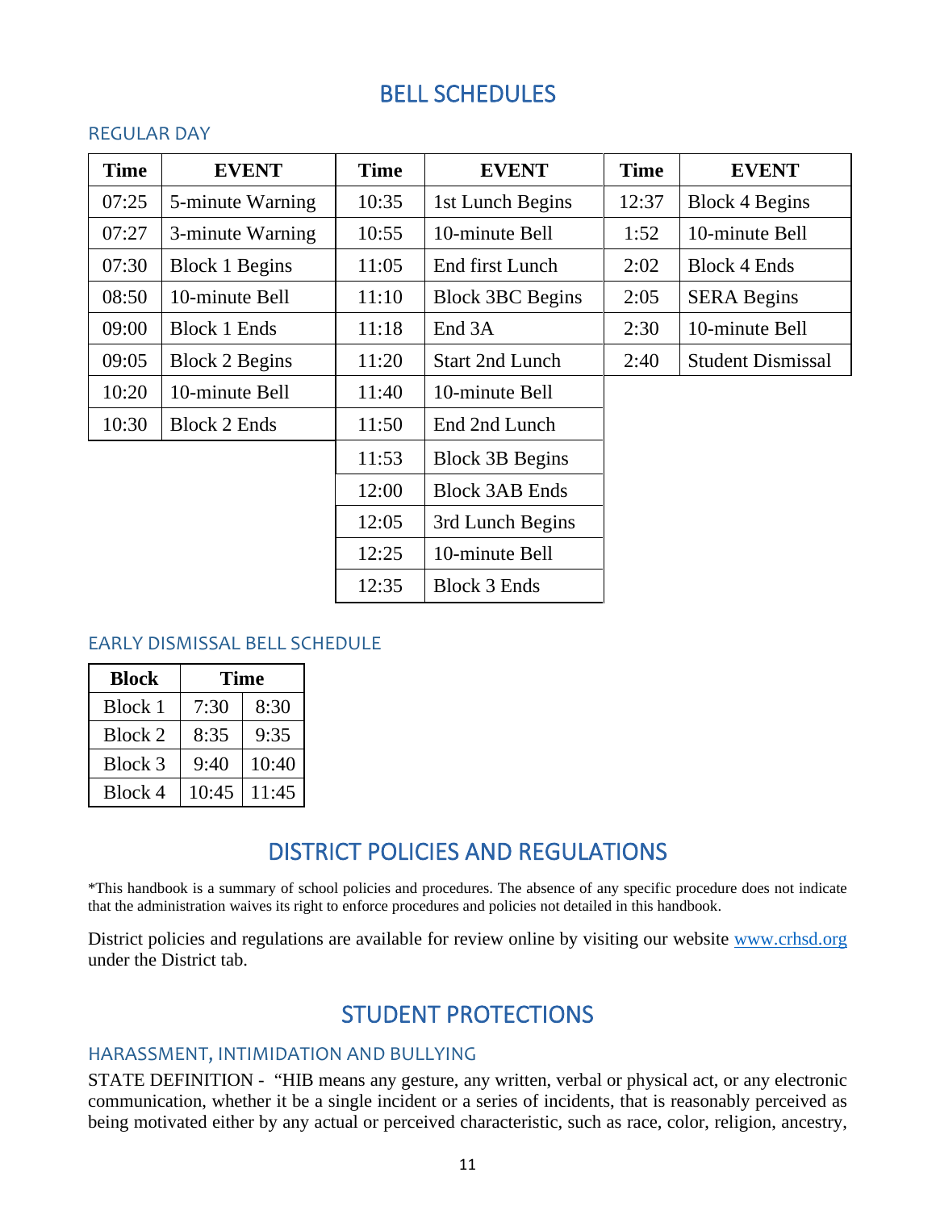# BELL SCHEDULES

## REGULAR DAY

| Time | EVENT | Time | EVENT | Time | EVENT |
|---|---|---|---|---|---|
| 07:25 | 5-minute Warning | 10:35 | 1st Lunch Begins | 12:37 | Block 4 Begins |
| 07:27 | 3-minute Warning | 10:55 | 10-minute Bell | 1:52 | 10-minute Bell |
| 07:30 | Block 1 Begins | 11:05 | End first Lunch | 2:02 | Block 4 Ends |
| 08:50 | 10-minute Bell | 11:10 | Block 3BC Begins | 2:05 | SERA Begins |
| 09:00 | Block 1 Ends | 11:18 | End 3A | 2:30 | 10-minute Bell |
| 09:05 | Block 2 Begins | 11:20 | Start 2nd Lunch | 2:40 | Student Dismissal |
| 10:20 | 10-minute Bell | 11:40 | 10-minute Bell | | |
| 10:30 | Block 2 Ends | 11:50 | End 2nd Lunch | | |
| | | 11:53 | Block 3B Begins | | |
| | | 12:00 | Block 3AB Ends | | |
| | | 12:05 | 3rd Lunch Begins | | |
| | | 12:25 | 10-minute Bell | | |
| | | 12:35 | Block 3 Ends | | |

## EARLY DISMISSAL BELL SCHEDULE

| Block | Time | |
|---|---|---|
| Block 1 | 7:30 | 8:30 |
| Block 2 | 8:35 | 9:35 |
| Block 3 | 9:40 | 10:40 |
| Block 4 | 10:45 | 11:45 |

# DISTRICT POLICIES AND REGULATIONS

*This handbook is a summary of school policies and procedures. The absence of any specific procedure does not indicate that the administration waives its right to enforce procedures and policies not detailed in this handbook.

District policies and regulations are available for review online by visiting our website www.crhsd.org under the District tab.

# STUDENT PROTECTIONS

## HARASSMENT, INTIMIDATION AND BULLYING

STATE DEFINITION - "HIB means any gesture, any written, verbal or physical act, or any electronic communication, whether it be a single incident or a series of incidents, that is reasonably perceived as being motivated either by any actual or perceived characteristic, such as race, color, religion, ancestry,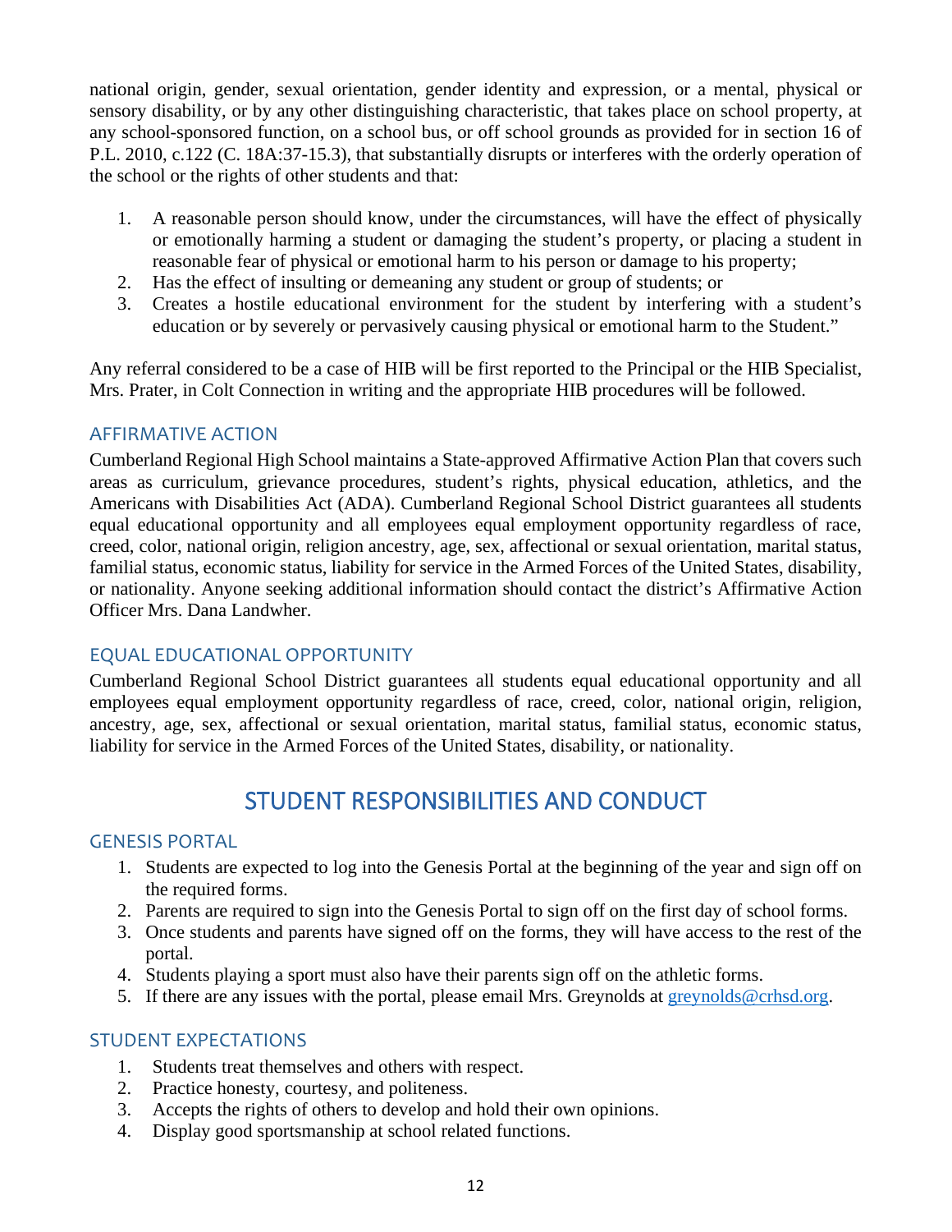national origin, gender, sexual orientation, gender identity and expression, or a mental, physical or sensory disability, or by any other distinguishing characteristic, that takes place on school property, at any school-sponsored function, on a school bus, or off school grounds as provided for in section 16 of P.L. 2010, c.122 (C. 18A:37-15.3), that substantially disrupts or interferes with the orderly operation of the school or the rights of other students and that:

1. A reasonable person should know, under the circumstances, will have the effect of physically or emotionally harming a student or damaging the student's property, or placing a student in reasonable fear of physical or emotional harm to his person or damage to his property;
2. Has the effect of insulting or demeaning any student or group of students; or
3. Creates a hostile educational environment for the student by interfering with a student's education or by severely or pervasively causing physical or emotional harm to the Student."

Any referral considered to be a case of HIB will be first reported to the Principal or the HIB Specialist, Mrs. Prater, in Colt Connection in writing and the appropriate HIB procedures will be followed.

### AFFIRMATIVE ACTION

Cumberland Regional High School maintains a State-approved Affirmative Action Plan that covers such areas as curriculum, grievance procedures, student's rights, physical education, athletics, and the Americans with Disabilities Act (ADA). Cumberland Regional School District guarantees all students equal educational opportunity and all employees equal employment opportunity regardless of race, creed, color, national origin, religion ancestry, age, sex, affectional or sexual orientation, marital status, familial status, economic status, liability for service in the Armed Forces of the United States, disability, or nationality. Anyone seeking additional information should contact the district's Affirmative Action Officer Mrs. Dana Landwher.

### EQUAL EDUCATIONAL OPPORTUNITY

Cumberland Regional School District guarantees all students equal educational opportunity and all employees equal employment opportunity regardless of race, creed, color, national origin, religion, ancestry, age, sex, affectional or sexual orientation, marital status, familial status, economic status, liability for service in the Armed Forces of the United States, disability, or nationality.

## STUDENT RESPONSIBILITIES AND CONDUCT

### GENESIS PORTAL

1. Students are expected to log into the Genesis Portal at the beginning of the year and sign off on the required forms.
2. Parents are required to sign into the Genesis Portal to sign off on the first day of school forms.
3. Once students and parents have signed off on the forms, they will have access to the rest of the portal.
4. Students playing a sport must also have their parents sign off on the athletic forms.
5. If there are any issues with the portal, please email Mrs. Greynolds at greynolds@crhsd.org.

### STUDENT EXPECTATIONS

1. Students treat themselves and others with respect.
2. Practice honesty, courtesy, and politeness.
3. Accepts the rights of others to develop and hold their own opinions.
4. Display good sportsmanship at school related functions.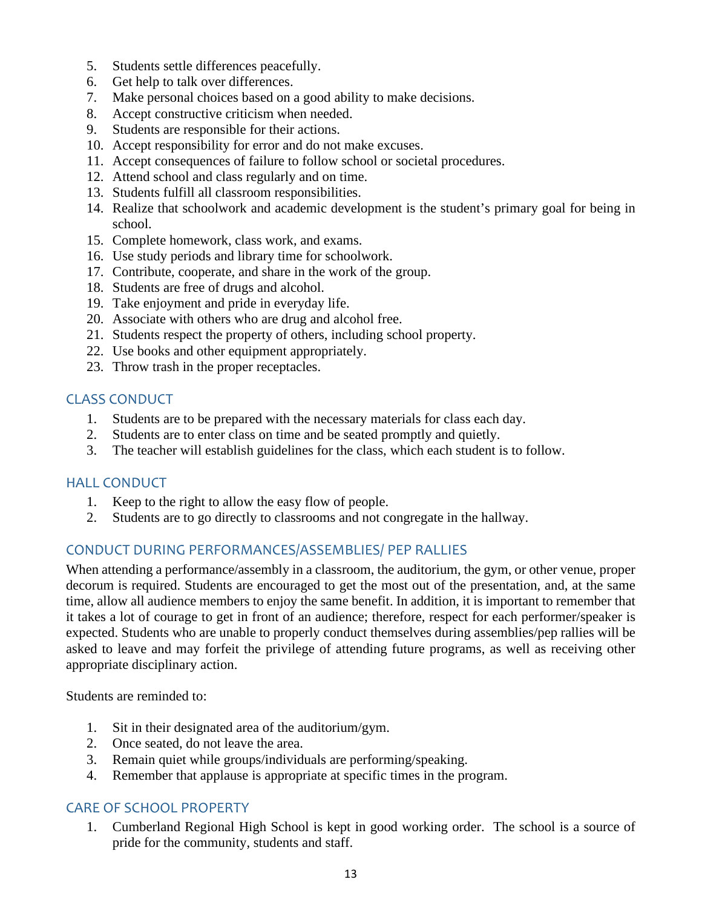5. Students settle differences peacefully.
6. Get help to talk over differences.
7. Make personal choices based on a good ability to make decisions.
8. Accept constructive criticism when needed.
9. Students are responsible for their actions.
10. Accept responsibility for error and do not make excuses.
11. Accept consequences of failure to follow school or societal procedures.
12. Attend school and class regularly and on time.
13. Students fulfill all classroom responsibilities.
14. Realize that schoolwork and academic development is the student's primary goal for being in school.
15. Complete homework, class work, and exams.
16. Use study periods and library time for schoolwork.
17. Contribute, cooperate, and share in the work of the group.
18. Students are free of drugs and alcohol.
19. Take enjoyment and pride in everyday life.
20. Associate with others who are drug and alcohol free.
21. Students respect the property of others, including school property.
22. Use books and other equipment appropriately.
23. Throw trash in the proper receptacles.

## CLASS CONDUCT

1. Students are to be prepared with the necessary materials for class each day.
2. Students are to enter class on time and be seated promptly and quietly.
3. The teacher will establish guidelines for the class, which each student is to follow.

## HALL CONDUCT

1. Keep to the right to allow the easy flow of people.
2. Students are to go directly to classrooms and not congregate in the hallway.

## CONDUCT DURING PERFORMANCES/ASSEMBLIES/ PEP RALLIES

When attending a performance/assembly in a classroom, the auditorium, the gym, or other venue, proper decorum is required. Students are encouraged to get the most out of the presentation, and, at the same time, allow all audience members to enjoy the same benefit. In addition, it is important to remember that it takes a lot of courage to get in front of an audience; therefore, respect for each performer/speaker is expected. Students who are unable to properly conduct themselves during assemblies/pep rallies will be asked to leave and may forfeit the privilege of attending future programs, as well as receiving other appropriate disciplinary action.

Students are reminded to:

1. Sit in their designated area of the auditorium/gym.
2. Once seated, do not leave the area.
3. Remain quiet while groups/individuals are performing/speaking.
4. Remember that applause is appropriate at specific times in the program.

## CARE OF SCHOOL PROPERTY

1. Cumberland Regional High School is kept in good working order. The school is a source of pride for the community, students and staff.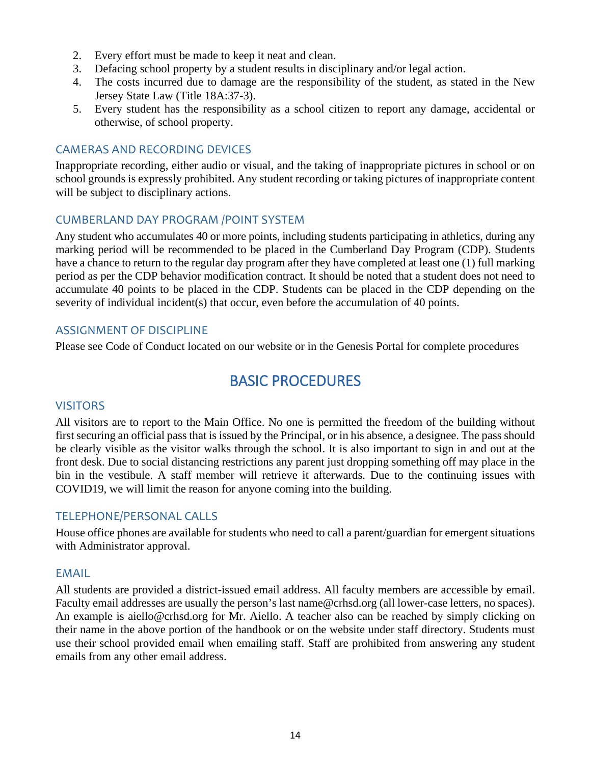2. Every effort must be made to keep it neat and clean.
3. Defacing school property by a student results in disciplinary and/or legal action.
4. The costs incurred due to damage are the responsibility of the student, as stated in the New Jersey State Law (Title 18A:37-3).
5. Every student has the responsibility as a school citizen to report any damage, accidental or otherwise, of school property.

### CAMERAS AND RECORDING DEVICES

Inappropriate recording, either audio or visual, and the taking of inappropriate pictures in school or on school grounds is expressly prohibited. Any student recording or taking pictures of inappropriate content will be subject to disciplinary actions.

### CUMBERLAND DAY PROGRAM /POINT SYSTEM

Any student who accumulates 40 or more points, including students participating in athletics, during any marking period will be recommended to be placed in the Cumberland Day Program (CDP). Students have a chance to return to the regular day program after they have completed at least one (1) full marking period as per the CDP behavior modification contract. It should be noted that a student does not need to accumulate 40 points to be placed in the CDP. Students can be placed in the CDP depending on the severity of individual incident(s) that occur, even before the accumulation of 40 points.

### ASSIGNMENT OF DISCIPLINE

Please see Code of Conduct located on our website or in the Genesis Portal for complete procedures

## BASIC PROCEDURES

### VISITORS

All visitors are to report to the Main Office. No one is permitted the freedom of the building without first securing an official pass that is issued by the Principal, or in his absence, a designee. The pass should be clearly visible as the visitor walks through the school. It is also important to sign in and out at the front desk. Due to social distancing restrictions any parent just dropping something off may place in the bin in the vestibule. A staff member will retrieve it afterwards. Due to the continuing issues with COVID19, we will limit the reason for anyone coming into the building.

### TELEPHONE/PERSONAL CALLS

House office phones are available for students who need to call a parent/guardian for emergent situations with Administrator approval.

### EMAIL

All students are provided a district-issued email address. All faculty members are accessible by email. Faculty email addresses are usually the person's last name@crhsd.org (all lower-case letters, no spaces). An example is aiello@crhsd.org for Mr. Aiello. A teacher also can be reached by simply clicking on their name in the above portion of the handbook or on the website under staff directory. Students must use their school provided email when emailing staff. Staff are prohibited from answering any student emails from any other email address.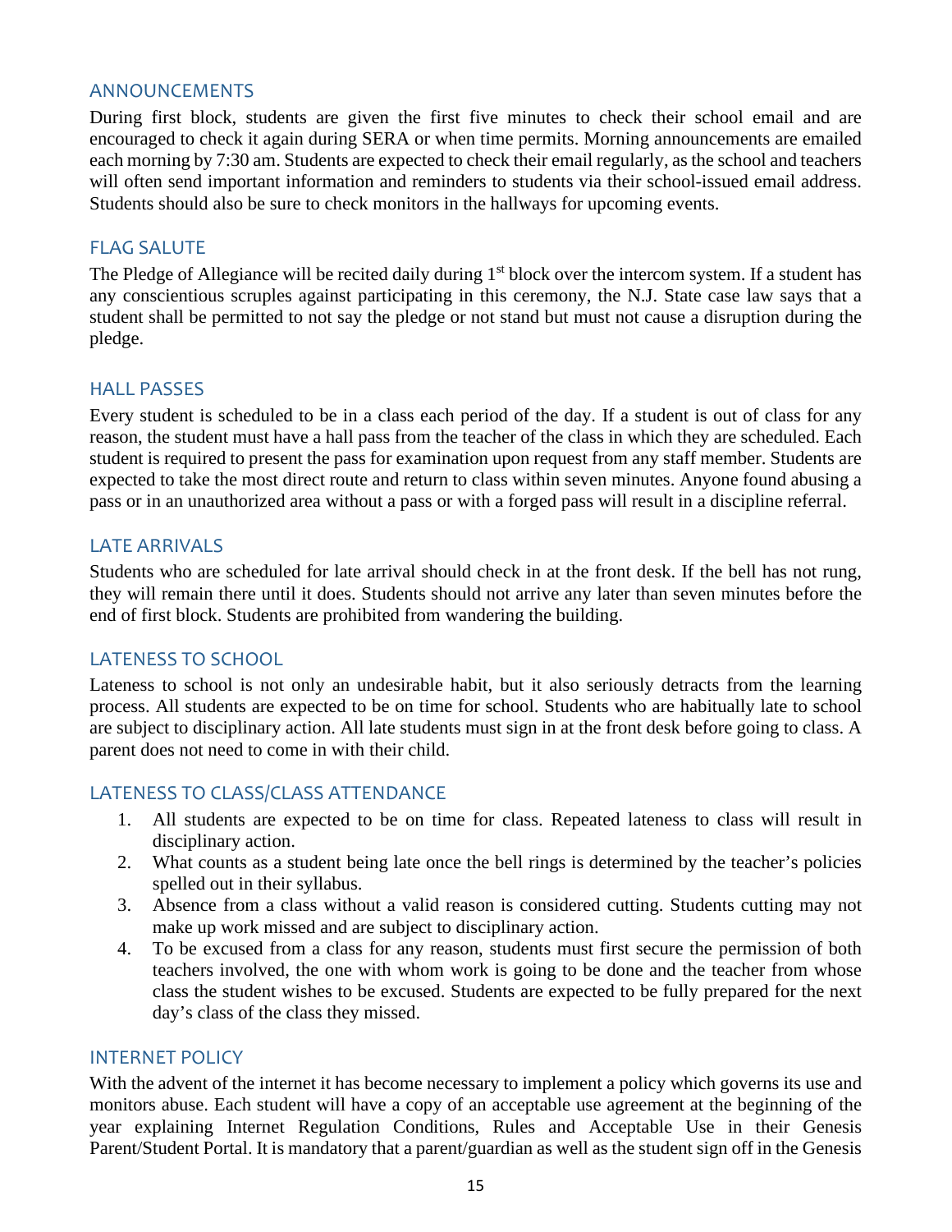## ANNOUNCEMENTS

During first block, students are given the first five minutes to check their school email and are encouraged to check it again during SERA or when time permits. Morning announcements are emailed each morning by 7:30 am. Students are expected to check their email regularly, as the school and teachers will often send important information and reminders to students via their school-issued email address. Students should also be sure to check monitors in the hallways for upcoming events.

## FLAG SALUTE

The Pledge of Allegiance will be recited daily during 1st block over the intercom system. If a student has any conscientious scruples against participating in this ceremony, the N.J. State case law says that a student shall be permitted to not say the pledge or not stand but must not cause a disruption during the pledge.

## HALL PASSES

Every student is scheduled to be in a class each period of the day. If a student is out of class for any reason, the student must have a hall pass from the teacher of the class in which they are scheduled. Each student is required to present the pass for examination upon request from any staff member. Students are expected to take the most direct route and return to class within seven minutes. Anyone found abusing a pass or in an unauthorized area without a pass or with a forged pass will result in a discipline referral.

## LATE ARRIVALS

Students who are scheduled for late arrival should check in at the front desk. If the bell has not rung, they will remain there until it does. Students should not arrive any later than seven minutes before the end of first block. Students are prohibited from wandering the building.

## LATENESS TO SCHOOL

Lateness to school is not only an undesirable habit, but it also seriously detracts from the learning process. All students are expected to be on time for school. Students who are habitually late to school are subject to disciplinary action. All late students must sign in at the front desk before going to class. A parent does not need to come in with their child.

## LATENESS TO CLASS/CLASS ATTENDANCE

1. All students are expected to be on time for class. Repeated lateness to class will result in disciplinary action.
2. What counts as a student being late once the bell rings is determined by the teacher's policies spelled out in their syllabus.
3. Absence from a class without a valid reason is considered cutting. Students cutting may not make up work missed and are subject to disciplinary action.
4. To be excused from a class for any reason, students must first secure the permission of both teachers involved, the one with whom work is going to be done and the teacher from whose class the student wishes to be excused. Students are expected to be fully prepared for the next day's class of the class they missed.

## INTERNET POLICY

With the advent of the internet it has become necessary to implement a policy which governs its use and monitors abuse. Each student will have a copy of an acceptable use agreement at the beginning of the year explaining Internet Regulation Conditions, Rules and Acceptable Use in their Genesis Parent/Student Portal. It is mandatory that a parent/guardian as well as the student sign off in the Genesis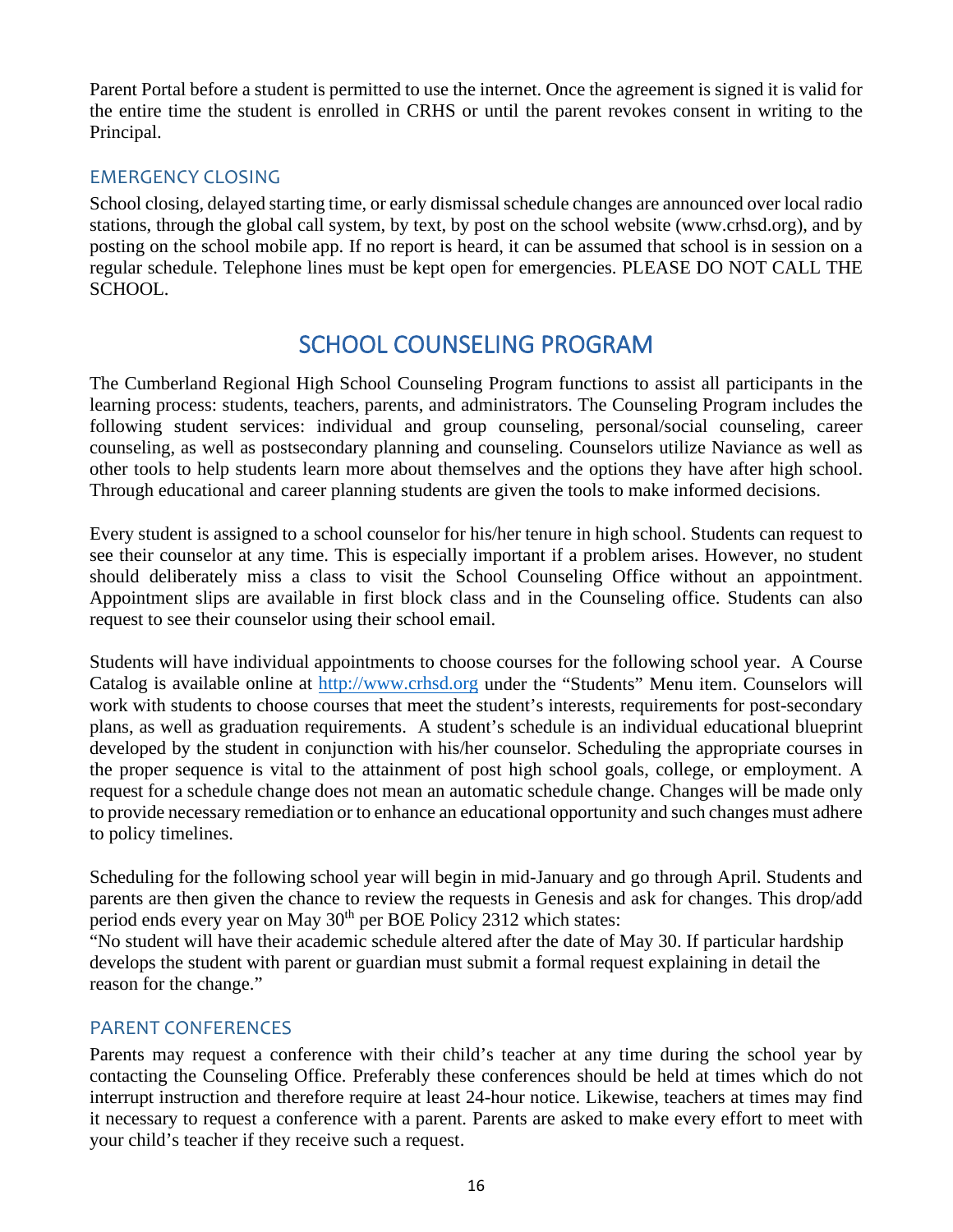Parent Portal before a student is permitted to use the internet. Once the agreement is signed it is valid for the entire time the student is enrolled in CRHS or until the parent revokes consent in writing to the Principal.

### EMERGENCY CLOSING

School closing, delayed starting time, or early dismissal schedule changes are announced over local radio stations, through the global call system, by text, by post on the school website (www.crhsd.org), and by posting on the school mobile app. If no report is heard, it can be assumed that school is in session on a regular schedule. Telephone lines must be kept open for emergencies. PLEASE DO NOT CALL THE SCHOOL.

## SCHOOL COUNSELING PROGRAM

The Cumberland Regional High School Counseling Program functions to assist all participants in the learning process: students, teachers, parents, and administrators. The Counseling Program includes the following student services: individual and group counseling, personal/social counseling, career counseling, as well as postsecondary planning and counseling. Counselors utilize Naviance as well as other tools to help students learn more about themselves and the options they have after high school. Through educational and career planning students are given the tools to make informed decisions.

Every student is assigned to a school counselor for his/her tenure in high school. Students can request to see their counselor at any time. This is especially important if a problem arises. However, no student should deliberately miss a class to visit the School Counseling Office without an appointment. Appointment slips are available in first block class and in the Counseling office. Students can also request to see their counselor using their school email.

Students will have individual appointments to choose courses for the following school year. A Course Catalog is available online at http://www.crhsd.org under the "Students" Menu item. Counselors will work with students to choose courses that meet the student's interests, requirements for post-secondary plans, as well as graduation requirements. A student's schedule is an individual educational blueprint developed by the student in conjunction with his/her counselor. Scheduling the appropriate courses in the proper sequence is vital to the attainment of post high school goals, college, or employment. A request for a schedule change does not mean an automatic schedule change. Changes will be made only to provide necessary remediation or to enhance an educational opportunity and such changes must adhere to policy timelines.

Scheduling for the following school year will begin in mid-January and go through April. Students and parents are then given the chance to review the requests in Genesis and ask for changes. This drop/add period ends every year on May 30th per BOE Policy 2312 which states:
"No student will have their academic schedule altered after the date of May 30. If particular hardship develops the student with parent or guardian must submit a formal request explaining in detail the reason for the change."

### PARENT CONFERENCES

Parents may request a conference with their child's teacher at any time during the school year by contacting the Counseling Office. Preferably these conferences should be held at times which do not interrupt instruction and therefore require at least 24-hour notice. Likewise, teachers at times may find it necessary to request a conference with a parent. Parents are asked to make every effort to meet with your child's teacher if they receive such a request.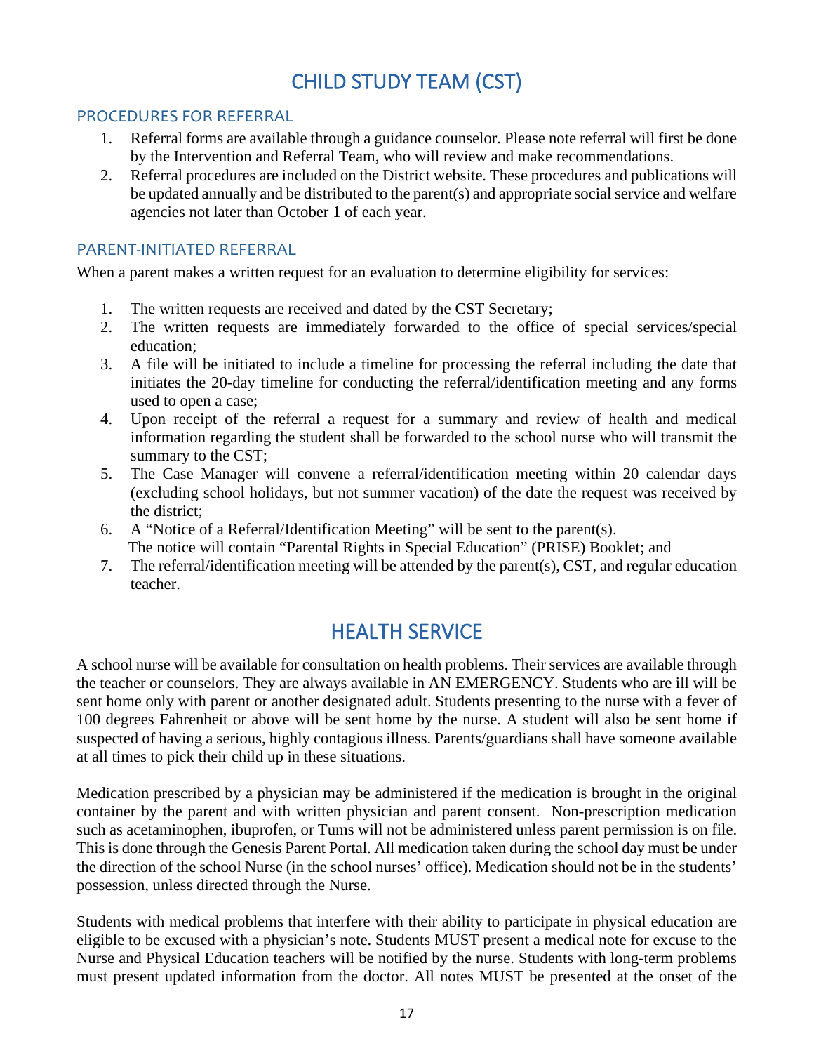# CHILD STUDY TEAM (CST)

## PROCEDURES FOR REFERRAL

1. Referral forms are available through a guidance counselor. Please note referral will first be done by the Intervention and Referral Team, who will review and make recommendations.
2. Referral procedures are included on the District website. These procedures and publications will be updated annually and be distributed to the parent(s) and appropriate social service and welfare agencies not later than October 1 of each year.

## PARENT-INITIATED REFERRAL

When a parent makes a written request for an evaluation to determine eligibility for services:

1. The written requests are received and dated by the CST Secretary;
2. The written requests are immediately forwarded to the office of special services/special education;
3. A file will be initiated to include a timeline for processing the referral including the date that initiates the 20-day timeline for conducting the referral/identification meeting and any forms used to open a case;
4. Upon receipt of the referral a request for a summary and review of health and medical information regarding the student shall be forwarded to the school nurse who will transmit the summary to the CST;
5. The Case Manager will convene a referral/identification meeting within 20 calendar days (excluding school holidays, but not summer vacation) of the date the request was received by the district;
6. A "Notice of a Referral/Identification Meeting" will be sent to the parent(s). The notice will contain "Parental Rights in Special Education" (PRISE) Booklet; and
7. The referral/identification meeting will be attended by the parent(s), CST, and regular education teacher.

# HEALTH SERVICE

A school nurse will be available for consultation on health problems. Their services are available through the teacher or counselors. They are always available in AN EMERGENCY. Students who are ill will be sent home only with parent or another designated adult. Students presenting to the nurse with a fever of 100 degrees Fahrenheit or above will be sent home by the nurse. A student will also be sent home if suspected of having a serious, highly contagious illness. Parents/guardians shall have someone available at all times to pick their child up in these situations.

Medication prescribed by a physician may be administered if the medication is brought in the original container by the parent and with written physician and parent consent. Non-prescription medication such as acetaminophen, ibuprofen, or Tums will not be administered unless parent permission is on file. This is done through the Genesis Parent Portal. All medication taken during the school day must be under the direction of the school Nurse (in the school nurses' office). Medication should not be in the students' possession, unless directed through the Nurse.

Students with medical problems that interfere with their ability to participate in physical education are eligible to be excused with a physician's note. Students MUST present a medical note for excuse to the Nurse and Physical Education teachers will be notified by the nurse. Students with long-term problems must present updated information from the doctor. All notes MUST be presented at the onset of the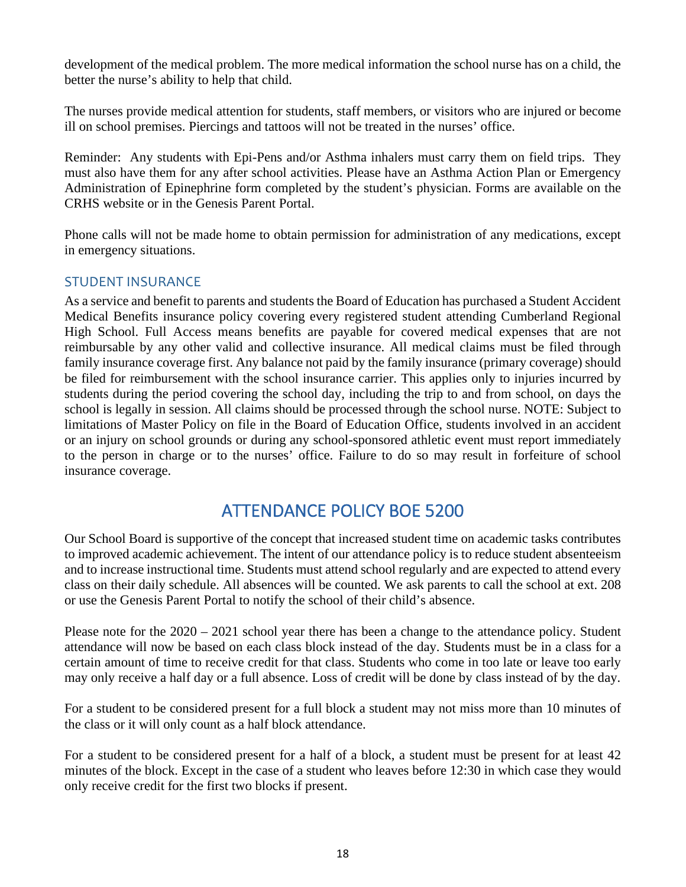development of the medical problem. The more medical information the school nurse has on a child, the better the nurse's ability to help that child.

The nurses provide medical attention for students, staff members, or visitors who are injured or become ill on school premises. Piercings and tattoos will not be treated in the nurses' office.

Reminder: Any students with Epi-Pens and/or Asthma inhalers must carry them on field trips. They must also have them for any after school activities. Please have an Asthma Action Plan or Emergency Administration of Epinephrine form completed by the student's physician. Forms are available on the CRHS website or in the Genesis Parent Portal.

Phone calls will not be made home to obtain permission for administration of any medications, except in emergency situations.

### STUDENT INSURANCE

As a service and benefit to parents and students the Board of Education has purchased a Student Accident Medical Benefits insurance policy covering every registered student attending Cumberland Regional High School. Full Access means benefits are payable for covered medical expenses that are not reimbursable by any other valid and collective insurance. All medical claims must be filed through family insurance coverage first. Any balance not paid by the family insurance (primary coverage) should be filed for reimbursement with the school insurance carrier. This applies only to injuries incurred by students during the period covering the school day, including the trip to and from school, on days the school is legally in session. All claims should be processed through the school nurse. NOTE: Subject to limitations of Master Policy on file in the Board of Education Office, students involved in an accident or an injury on school grounds or during any school-sponsored athletic event must report immediately to the person in charge or to the nurses' office. Failure to do so may result in forfeiture of school insurance coverage.

## ATTENDANCE POLICY BOE 5200

Our School Board is supportive of the concept that increased student time on academic tasks contributes to improved academic achievement. The intent of our attendance policy is to reduce student absenteeism and to increase instructional time. Students must attend school regularly and are expected to attend every class on their daily schedule. All absences will be counted. We ask parents to call the school at ext. 208 or use the Genesis Parent Portal to notify the school of their child's absence.

Please note for the 2020 – 2021 school year there has been a change to the attendance policy. Student attendance will now be based on each class block instead of the day. Students must be in a class for a certain amount of time to receive credit for that class. Students who come in too late or leave too early may only receive a half day or a full absence. Loss of credit will be done by class instead of by the day.

For a student to be considered present for a full block a student may not miss more than 10 minutes of the class or it will only count as a half block attendance.

For a student to be considered present for a half of a block, a student must be present for at least 42 minutes of the block. Except in the case of a student who leaves before 12:30 in which case they would only receive credit for the first two blocks if present.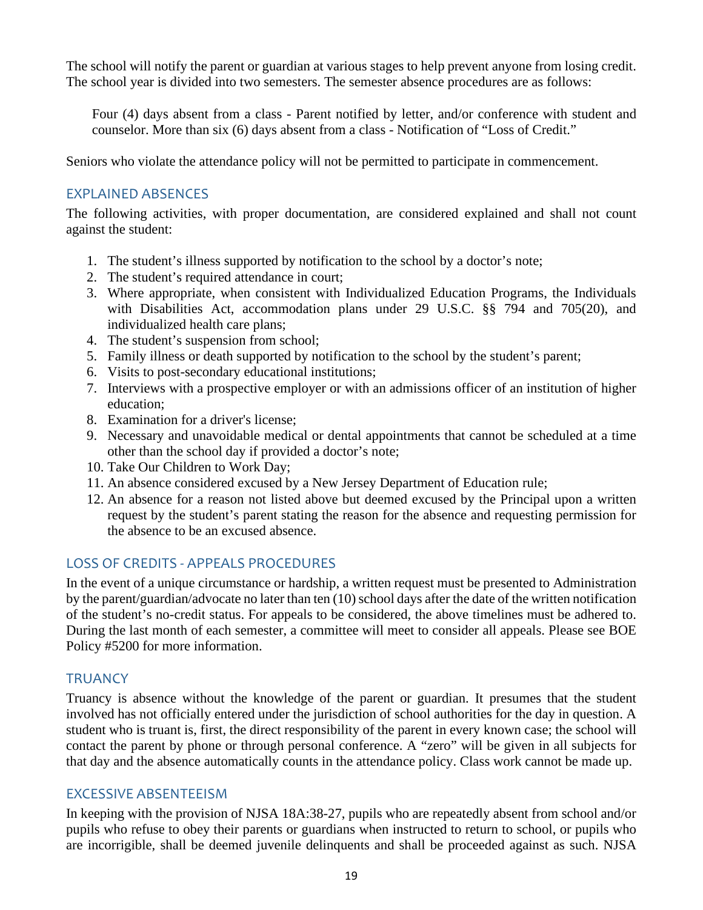The school will notify the parent or guardian at various stages to help prevent anyone from losing credit. The school year is divided into two semesters. The semester absence procedures are as follows:

> Four (4) days absent from a class - Parent notified by letter, and/or conference with student and counselor. More than six (6) days absent from a class - Notification of "Loss of Credit."

Seniors who violate the attendance policy will not be permitted to participate in commencement.

## EXPLAINED ABSENCES

The following activities, with proper documentation, are considered explained and shall not count against the student:

1. The student's illness supported by notification to the school by a doctor's note;
2. The student's required attendance in court;
3. Where appropriate, when consistent with Individualized Education Programs, the Individuals with Disabilities Act, accommodation plans under 29 U.S.C. §§ 794 and 705(20), and individualized health care plans;
4. The student's suspension from school;
5. Family illness or death supported by notification to the school by the student's parent;
6. Visits to post-secondary educational institutions;
7. Interviews with a prospective employer or with an admissions officer of an institution of higher education;
8. Examination for a driver's license;
9. Necessary and unavoidable medical or dental appointments that cannot be scheduled at a time other than the school day if provided a doctor's note;
10. Take Our Children to Work Day;
11. An absence considered excused by a New Jersey Department of Education rule;
12. An absence for a reason not listed above but deemed excused by the Principal upon a written request by the student's parent stating the reason for the absence and requesting permission for the absence to be an excused absence.

## LOSS OF CREDITS - APPEALS PROCEDURES

In the event of a unique circumstance or hardship, a written request must be presented to Administration by the parent/guardian/advocate no later than ten (10) school days after the date of the written notification of the student's no-credit status. For appeals to be considered, the above timelines must be adhered to. During the last month of each semester, a committee will meet to consider all appeals. Please see BOE Policy #5200 for more information.

## TRUANCY

Truancy is absence without the knowledge of the parent or guardian. It presumes that the student involved has not officially entered under the jurisdiction of school authorities for the day in question. A student who is truant is, first, the direct responsibility of the parent in every known case; the school will contact the parent by phone or through personal conference. A "zero" will be given in all subjects for that day and the absence automatically counts in the attendance policy. Class work cannot be made up.

## EXCESSIVE ABSENTEEISM

In keeping with the provision of NJSA 18A:38-27, pupils who are repeatedly absent from school and/or pupils who refuse to obey their parents or guardians when instructed to return to school, or pupils who are incorrigible, shall be deemed juvenile delinquents and shall be proceeded against as such. NJSA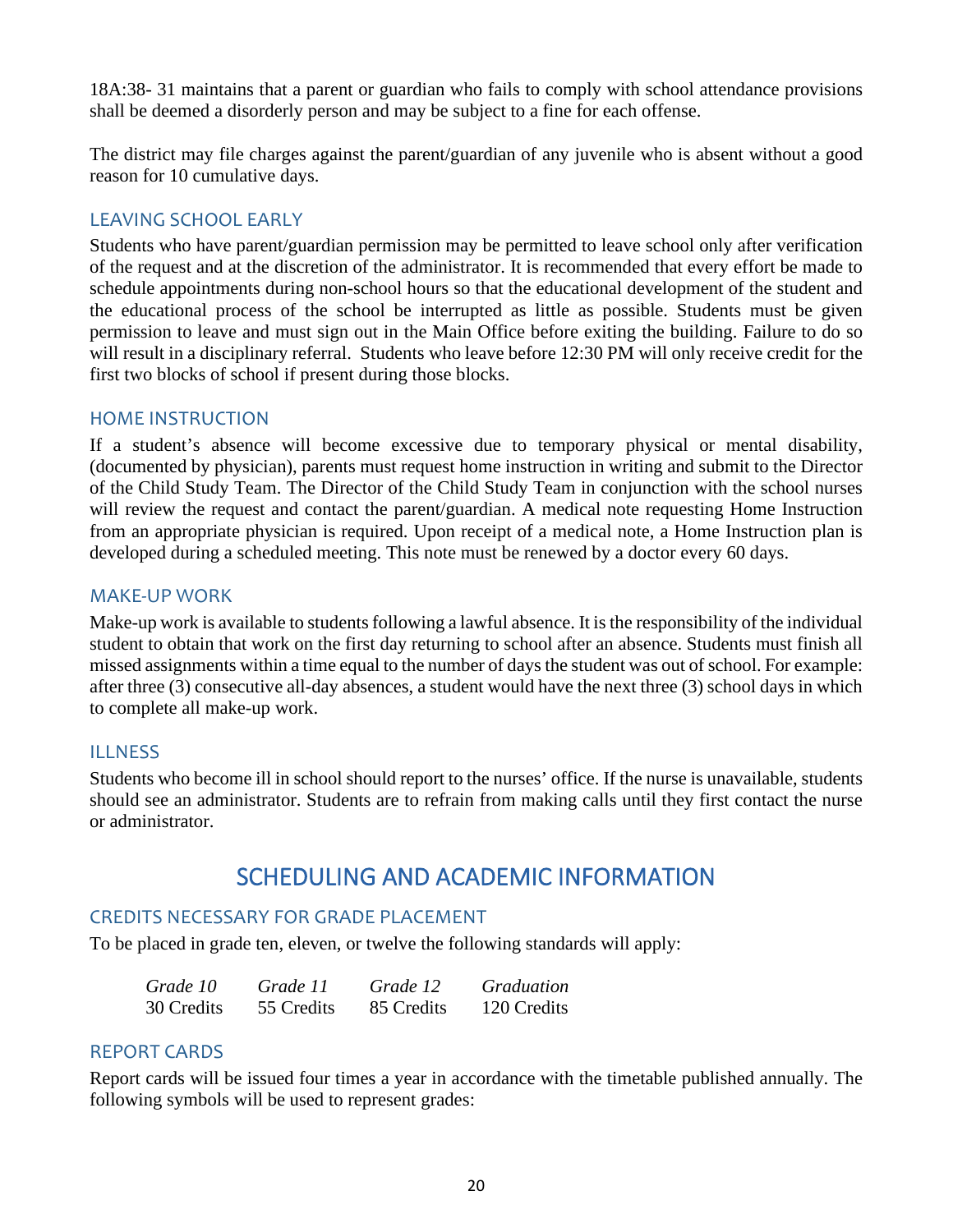18A:38- 31 maintains that a parent or guardian who fails to comply with school attendance provisions shall be deemed a disorderly person and may be subject to a fine for each offense.

The district may file charges against the parent/guardian of any juvenile who is absent without a good reason for 10 cumulative days.

### LEAVING SCHOOL EARLY

Students who have parent/guardian permission may be permitted to leave school only after verification of the request and at the discretion of the administrator. It is recommended that every effort be made to schedule appointments during non-school hours so that the educational development of the student and the educational process of the school be interrupted as little as possible. Students must be given permission to leave and must sign out in the Main Office before exiting the building. Failure to do so will result in a disciplinary referral. Students who leave before 12:30 PM will only receive credit for the first two blocks of school if present during those blocks.

### HOME INSTRUCTION

If a student's absence will become excessive due to temporary physical or mental disability, (documented by physician), parents must request home instruction in writing and submit to the Director of the Child Study Team. The Director of the Child Study Team in conjunction with the school nurses will review the request and contact the parent/guardian. A medical note requesting Home Instruction from an appropriate physician is required. Upon receipt of a medical note, a Home Instruction plan is developed during a scheduled meeting. This note must be renewed by a doctor every 60 days.

### MAKE-UP WORK

Make-up work is available to students following a lawful absence. It is the responsibility of the individual student to obtain that work on the first day returning to school after an absence. Students must finish all missed assignments within a time equal to the number of days the student was out of school. For example: after three (3) consecutive all-day absences, a student would have the next three (3) school days in which to complete all make-up work.

### ILLNESS

Students who become ill in school should report to the nurses' office. If the nurse is unavailable, students should see an administrator. Students are to refrain from making calls until they first contact the nurse or administrator.

## SCHEDULING AND ACADEMIC INFORMATION

### CREDITS NECESSARY FOR GRADE PLACEMENT

To be placed in grade ten, eleven, or twelve the following standards will apply:

| *Grade 10* | *Grade 11* | *Grade 12* | *Graduation* |
|---|---|---|---|
| 30 Credits | 55 Credits | 85 Credits | 120 Credits |

### REPORT CARDS

Report cards will be issued four times a year in accordance with the timetable published annually. The following symbols will be used to represent grades: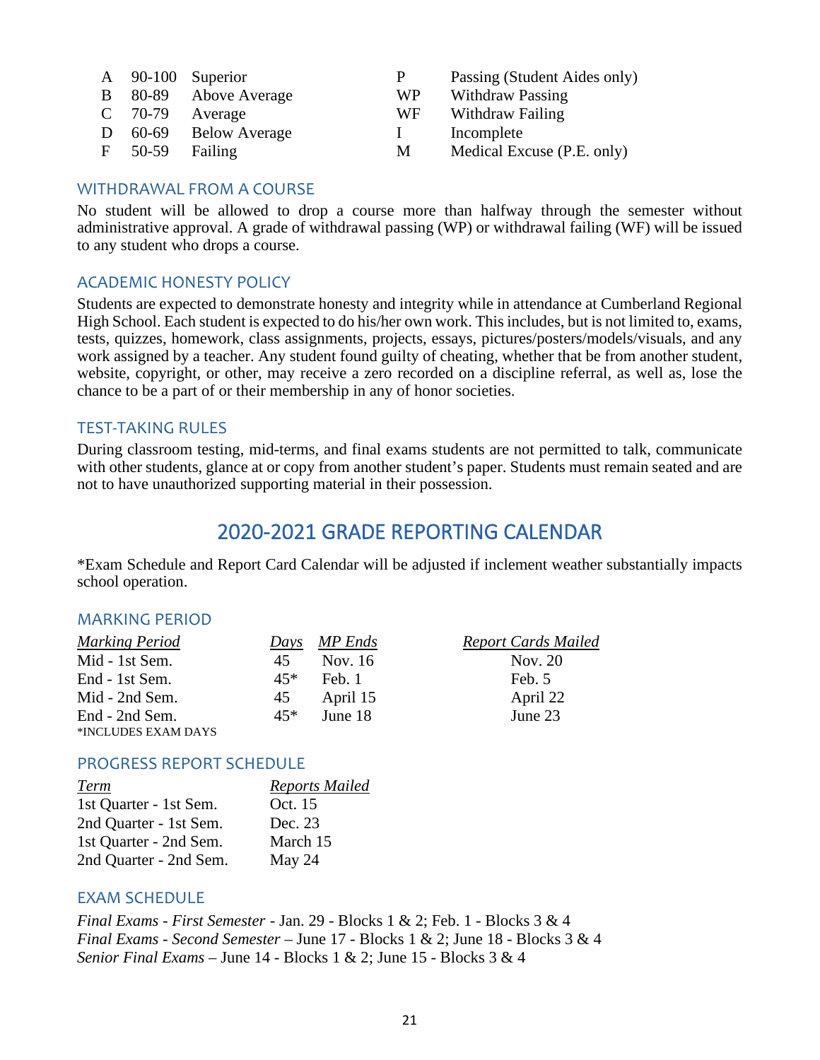| | | | | |
|---|---|---|---|---|
| A | 90-100 | Superior | P | Passing (Student Aides only) |
| B | 80-89 | Above Average | WP | Withdraw Passing |
| C | 70-79 | Average | WF | Withdraw Failing |
| D | 60-69 | Below Average | I | Incomplete |
| F | 50-59 | Failing | M | Medical Excuse (P.E. only) |

### WITHDRAWAL FROM A COURSE

No student will be allowed to drop a course more than halfway through the semester without administrative approval. A grade of withdrawal passing (WP) or withdrawal failing (WF) will be issued to any student who drops a course.

### ACADEMIC HONESTY POLICY

Students are expected to demonstrate honesty and integrity while in attendance at Cumberland Regional High School. Each student is expected to do his/her own work. This includes, but is not limited to, exams, tests, quizzes, homework, class assignments, projects, essays, pictures/posters/models/visuals, and any work assigned by a teacher. Any student found guilty of cheating, whether that be from another student, website, copyright, or other, may receive a zero recorded on a discipline referral, as well as, lose the chance to be a part of or their membership in any of honor societies.

### TEST-TAKING RULES

During classroom testing, mid-terms, and final exams students are not permitted to talk, communicate with other students, glance at or copy from another student's paper. Students must remain seated and are not to have unauthorized supporting material in their possession.

## 2020-2021 GRADE REPORTING CALENDAR

*Exam Schedule and Report Card Calendar will be adjusted if inclement weather substantially impacts school operation.

### MARKING PERIOD

| *Marking Period* | *Days* | *MP Ends* | *Report Cards Mailed* |
|---|---|---|---|
| Mid - 1st Sem. | 45 | Nov. 16 | Nov. 20 |
| End - 1st Sem. | 45* | Feb. 1 | Feb. 5 |
| Mid - 2nd Sem. | 45 | April 15 | April 22 |
| End - 2nd Sem. | 45* | June 18 | June 23 |

*INCLUDES EXAM DAYS

### PROGRESS REPORT SCHEDULE

| *Term* | *Reports Mailed* |
|---|---|
| 1st Quarter - 1st Sem. | Oct. 15 |
| 2nd Quarter - 1st Sem. | Dec. 23 |
| 1st Quarter - 2nd Sem. | March 15 |
| 2nd Quarter - 2nd Sem. | May 24 |

### EXAM SCHEDULE

*Final Exams - First Semester* - Jan. 29 - Blocks 1 & 2; Feb. 1 - Blocks 3 & 4
*Final Exams - Second Semester* – June 17 - Blocks 1 & 2; June 18 - Blocks 3 & 4
*Senior Final Exams* – June 14 - Blocks 1 & 2; June 15 - Blocks 3 & 4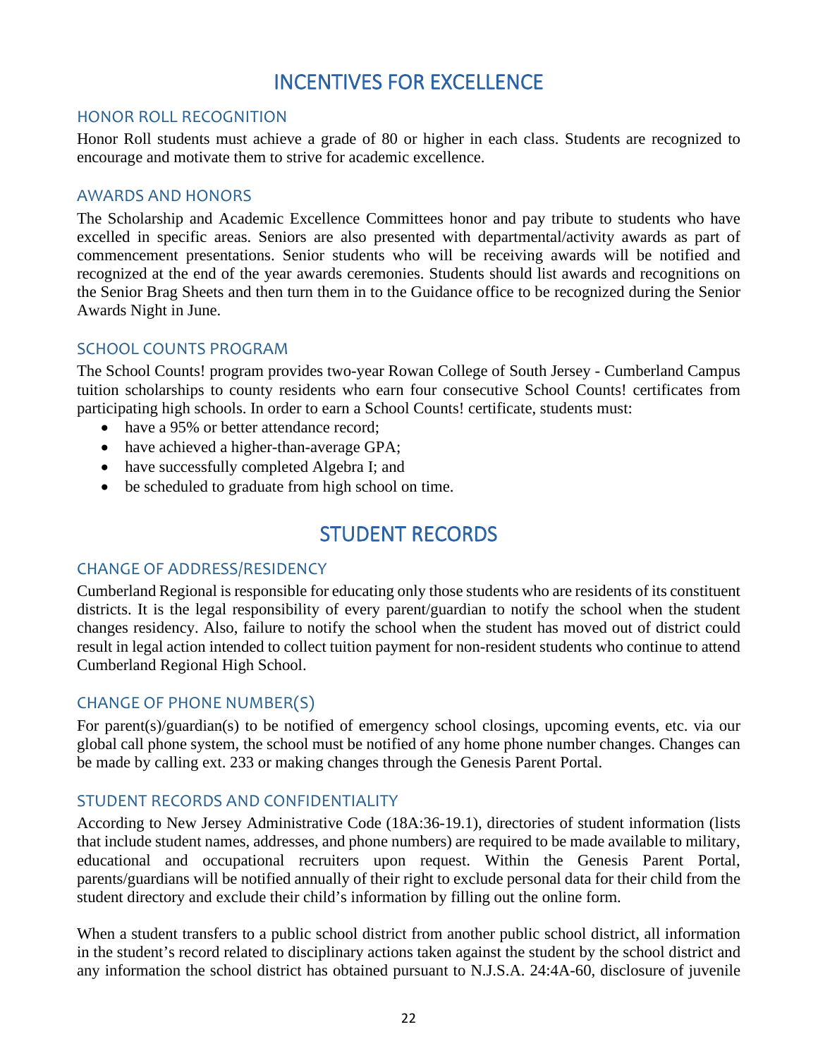# INCENTIVES FOR EXCELLENCE

## HONOR ROLL RECOGNITION

Honor Roll students must achieve a grade of 80 or higher in each class. Students are recognized to encourage and motivate them to strive for academic excellence.

## AWARDS AND HONORS

The Scholarship and Academic Excellence Committees honor and pay tribute to students who have excelled in specific areas. Seniors are also presented with departmental/activity awards as part of commencement presentations. Senior students who will be receiving awards will be notified and recognized at the end of the year awards ceremonies. Students should list awards and recognitions on the Senior Brag Sheets and then turn them in to the Guidance office to be recognized during the Senior Awards Night in June.

## SCHOOL COUNTS PROGRAM

The School Counts! program provides two-year Rowan College of South Jersey - Cumberland Campus tuition scholarships to county residents who earn four consecutive School Counts! certificates from participating high schools. In order to earn a School Counts! certificate, students must:

- have a 95% or better attendance record;
- have achieved a higher-than-average GPA;
- have successfully completed Algebra I; and
- be scheduled to graduate from high school on time.

# STUDENT RECORDS

## CHANGE OF ADDRESS/RESIDENCY

Cumberland Regional is responsible for educating only those students who are residents of its constituent districts. It is the legal responsibility of every parent/guardian to notify the school when the student changes residency. Also, failure to notify the school when the student has moved out of district could result in legal action intended to collect tuition payment for non-resident students who continue to attend Cumberland Regional High School.

## CHANGE OF PHONE NUMBER(S)

For parent(s)/guardian(s) to be notified of emergency school closings, upcoming events, etc. via our global call phone system, the school must be notified of any home phone number changes. Changes can be made by calling ext. 233 or making changes through the Genesis Parent Portal.

## STUDENT RECORDS AND CONFIDENTIALITY

According to New Jersey Administrative Code (18A:36-19.1), directories of student information (lists that include student names, addresses, and phone numbers) are required to be made available to military, educational and occupational recruiters upon request. Within the Genesis Parent Portal, parents/guardians will be notified annually of their right to exclude personal data for their child from the student directory and exclude their child's information by filling out the online form.

When a student transfers to a public school district from another public school district, all information in the student's record related to disciplinary actions taken against the student by the school district and any information the school district has obtained pursuant to N.J.S.A. 24:4A-60, disclosure of juvenile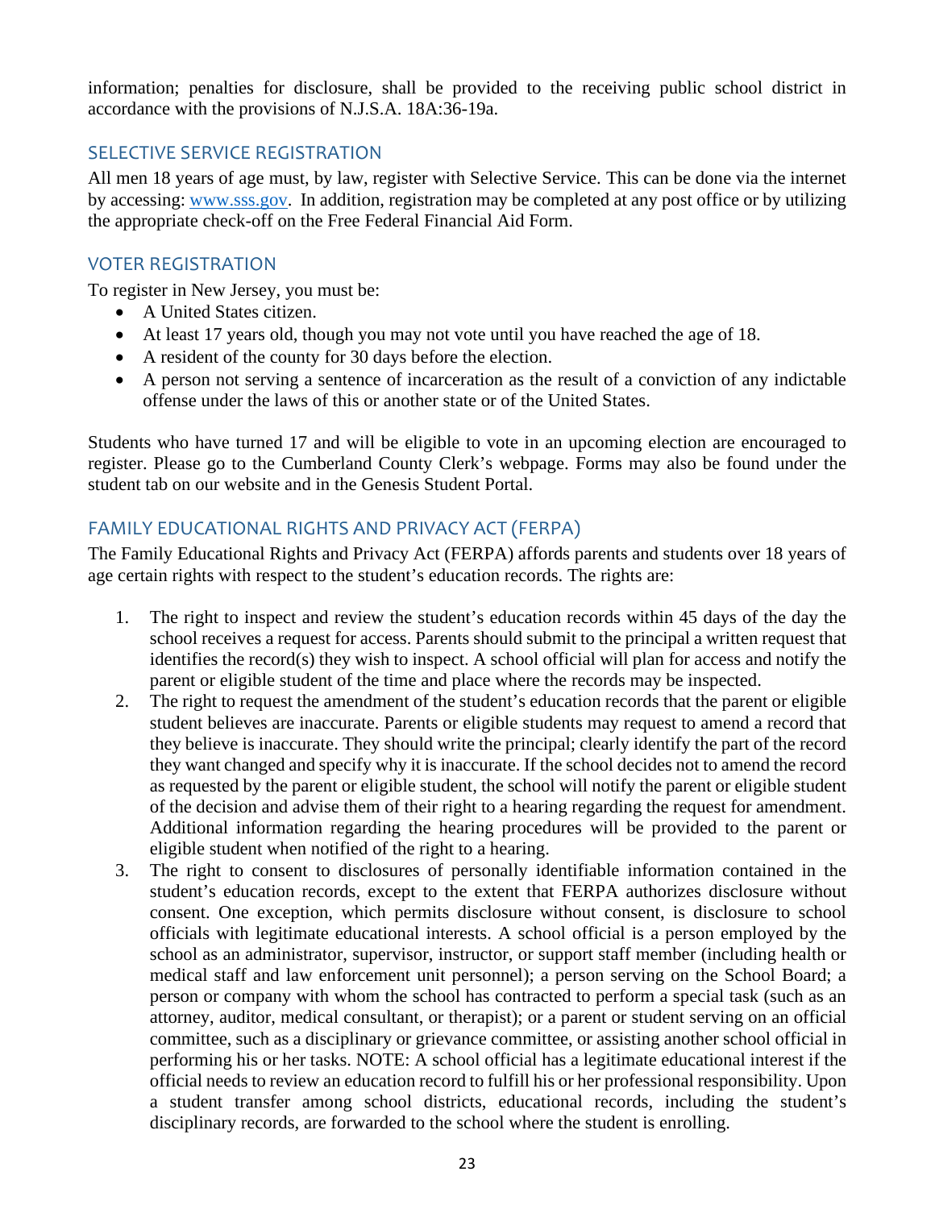information; penalties for disclosure, shall be provided to the receiving public school district in accordance with the provisions of N.J.S.A. 18A:36-19a.

## SELECTIVE SERVICE REGISTRATION

All men 18 years of age must, by law, register with Selective Service. This can be done via the internet by accessing: [www.sss.gov](http://www.sss.gov). In addition, registration may be completed at any post office or by utilizing the appropriate check-off on the Free Federal Financial Aid Form.

## VOTER REGISTRATION

To register in New Jersey, you must be:

- A United States citizen.
- At least 17 years old, though you may not vote until you have reached the age of 18.
- A resident of the county for 30 days before the election.
- A person not serving a sentence of incarceration as the result of a conviction of any indictable offense under the laws of this or another state or of the United States.

Students who have turned 17 and will be eligible to vote in an upcoming election are encouraged to register. Please go to the Cumberland County Clerk's webpage. Forms may also be found under the student tab on our website and in the Genesis Student Portal.

## FAMILY EDUCATIONAL RIGHTS AND PRIVACY ACT (FERPA)

The Family Educational Rights and Privacy Act (FERPA) affords parents and students over 18 years of age certain rights with respect to the student's education records. The rights are:

1. The right to inspect and review the student's education records within 45 days of the day the school receives a request for access. Parents should submit to the principal a written request that identifies the record(s) they wish to inspect. A school official will plan for access and notify the parent or eligible student of the time and place where the records may be inspected.
2. The right to request the amendment of the student's education records that the parent or eligible student believes are inaccurate. Parents or eligible students may request to amend a record that they believe is inaccurate. They should write the principal; clearly identify the part of the record they want changed and specify why it is inaccurate. If the school decides not to amend the record as requested by the parent or eligible student, the school will notify the parent or eligible student of the decision and advise them of their right to a hearing regarding the request for amendment. Additional information regarding the hearing procedures will be provided to the parent or eligible student when notified of the right to a hearing.
3. The right to consent to disclosures of personally identifiable information contained in the student's education records, except to the extent that FERPA authorizes disclosure without consent. One exception, which permits disclosure without consent, is disclosure to school officials with legitimate educational interests. A school official is a person employed by the school as an administrator, supervisor, instructor, or support staff member (including health or medical staff and law enforcement unit personnel); a person serving on the School Board; a person or company with whom the school has contracted to perform a special task (such as an attorney, auditor, medical consultant, or therapist); or a parent or student serving on an official committee, such as a disciplinary or grievance committee, or assisting another school official in performing his or her tasks. NOTE: A school official has a legitimate educational interest if the official needs to review an education record to fulfill his or her professional responsibility. Upon a student transfer among school districts, educational records, including the student's disciplinary records, are forwarded to the school where the student is enrolling.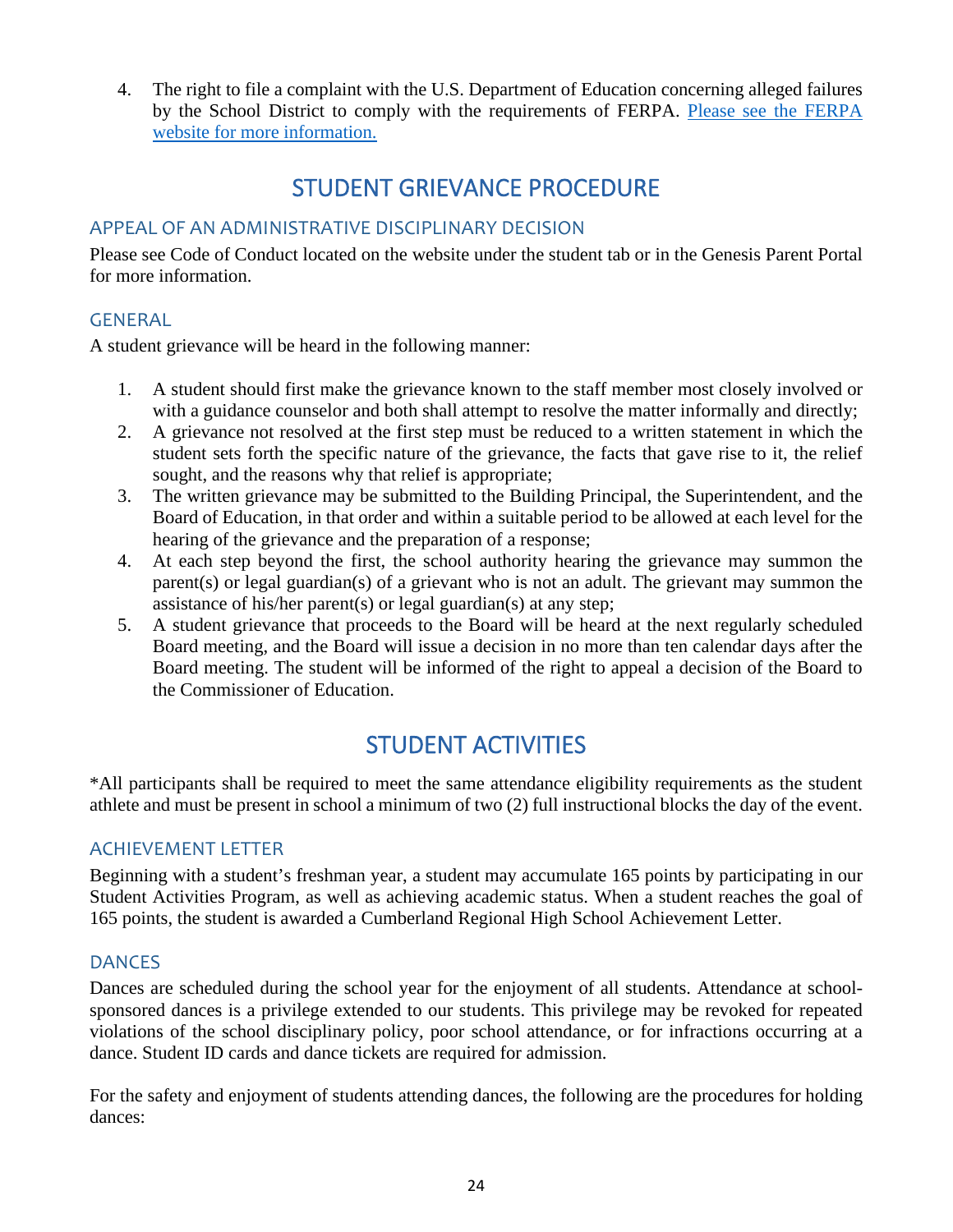4. The right to file a complaint with the U.S. Department of Education concerning alleged failures by the School District to comply with the requirements of FERPA. [Please see the FERPA website for more information.]

# STUDENT GRIEVANCE PROCEDURE

## APPEAL OF AN ADMINISTRATIVE DISCIPLINARY DECISION

Please see Code of Conduct located on the website under the student tab or in the Genesis Parent Portal for more information.

## GENERAL

A student grievance will be heard in the following manner:

1. A student should first make the grievance known to the staff member most closely involved or with a guidance counselor and both shall attempt to resolve the matter informally and directly;
2. A grievance not resolved at the first step must be reduced to a written statement in which the student sets forth the specific nature of the grievance, the facts that gave rise to it, the relief sought, and the reasons why that relief is appropriate;
3. The written grievance may be submitted to the Building Principal, the Superintendent, and the Board of Education, in that order and within a suitable period to be allowed at each level for the hearing of the grievance and the preparation of a response;
4. At each step beyond the first, the school authority hearing the grievance may summon the parent(s) or legal guardian(s) of a grievant who is not an adult. The grievant may summon the assistance of his/her parent(s) or legal guardian(s) at any step;
5. A student grievance that proceeds to the Board will be heard at the next regularly scheduled Board meeting, and the Board will issue a decision in no more than ten calendar days after the Board meeting. The student will be informed of the right to appeal a decision of the Board to the Commissioner of Education.

# STUDENT ACTIVITIES

*All participants shall be required to meet the same attendance eligibility requirements as the student athlete and must be present in school a minimum of two (2) full instructional blocks the day of the event.

## ACHIEVEMENT LETTER

Beginning with a student's freshman year, a student may accumulate 165 points by participating in our Student Activities Program, as well as achieving academic status. When a student reaches the goal of 165 points, the student is awarded a Cumberland Regional High School Achievement Letter.

## DANCES

Dances are scheduled during the school year for the enjoyment of all students. Attendance at school-sponsored dances is a privilege extended to our students. This privilege may be revoked for repeated violations of the school disciplinary policy, poor school attendance, or for infractions occurring at a dance. Student ID cards and dance tickets are required for admission.

For the safety and enjoyment of students attending dances, the following are the procedures for holding dances: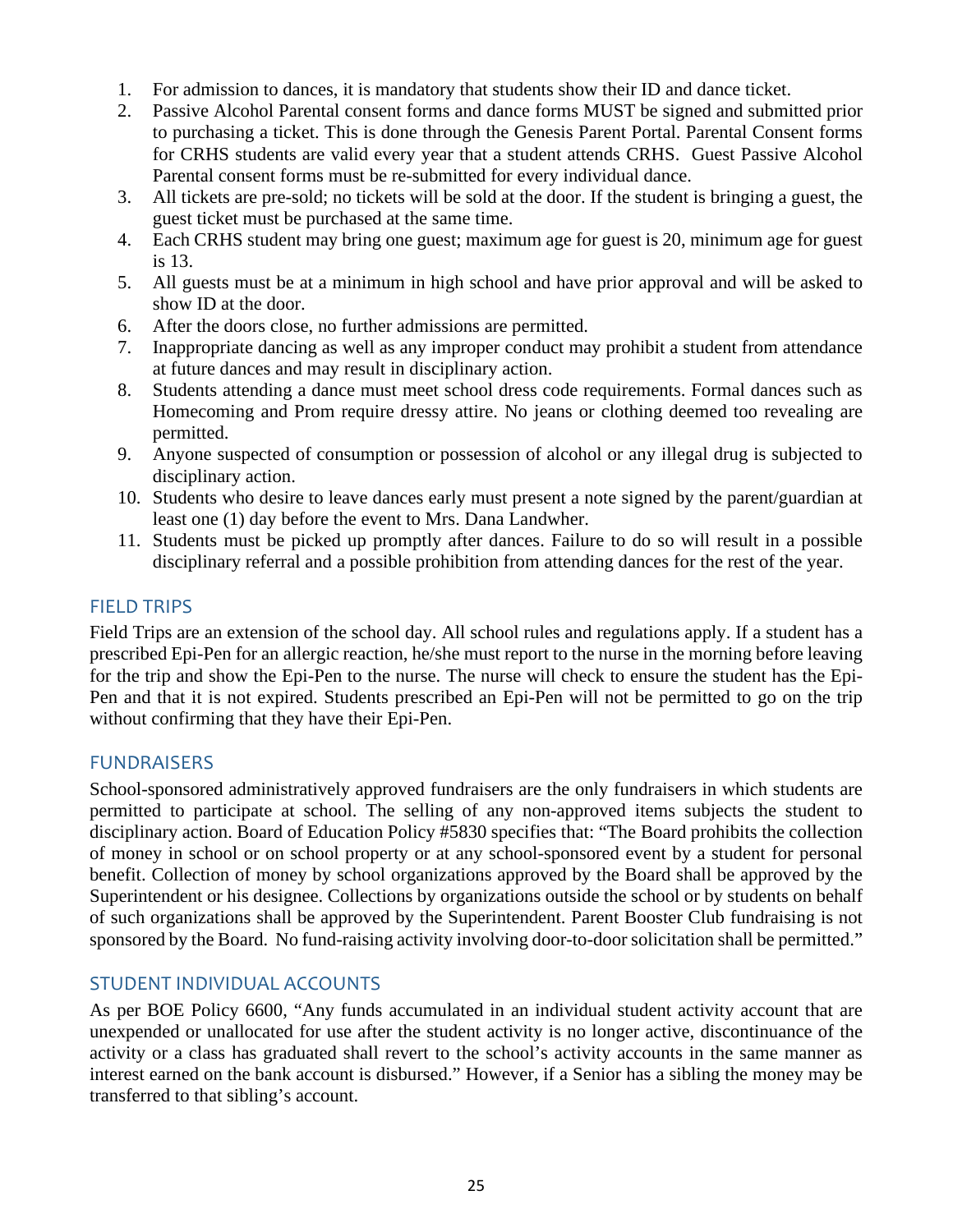1. For admission to dances, it is mandatory that students show their ID and dance ticket.
2. Passive Alcohol Parental consent forms and dance forms MUST be signed and submitted prior to purchasing a ticket. This is done through the Genesis Parent Portal. Parental Consent forms for CRHS students are valid every year that a student attends CRHS. Guest Passive Alcohol Parental consent forms must be re-submitted for every individual dance.
3. All tickets are pre-sold; no tickets will be sold at the door. If the student is bringing a guest, the guest ticket must be purchased at the same time.
4. Each CRHS student may bring one guest; maximum age for guest is 20, minimum age for guest is 13.
5. All guests must be at a minimum in high school and have prior approval and will be asked to show ID at the door.
6. After the doors close, no further admissions are permitted.
7. Inappropriate dancing as well as any improper conduct may prohibit a student from attendance at future dances and may result in disciplinary action.
8. Students attending a dance must meet school dress code requirements. Formal dances such as Homecoming and Prom require dressy attire. No jeans or clothing deemed too revealing are permitted.
9. Anyone suspected of consumption or possession of alcohol or any illegal drug is subjected to disciplinary action.
10. Students who desire to leave dances early must present a note signed by the parent/guardian at least one (1) day before the event to Mrs. Dana Landwher.
11. Students must be picked up promptly after dances. Failure to do so will result in a possible disciplinary referral and a possible prohibition from attending dances for the rest of the year.

## FIELD TRIPS

Field Trips are an extension of the school day. All school rules and regulations apply. If a student has a prescribed Epi-Pen for an allergic reaction, he/she must report to the nurse in the morning before leaving for the trip and show the Epi-Pen to the nurse. The nurse will check to ensure the student has the Epi-Pen and that it is not expired. Students prescribed an Epi-Pen will not be permitted to go on the trip without confirming that they have their Epi-Pen.

## FUNDRAISERS

School-sponsored administratively approved fundraisers are the only fundraisers in which students are permitted to participate at school. The selling of any non-approved items subjects the student to disciplinary action. Board of Education Policy #5830 specifies that: "The Board prohibits the collection of money in school or on school property or at any school-sponsored event by a student for personal benefit. Collection of money by school organizations approved by the Board shall be approved by the Superintendent or his designee. Collections by organizations outside the school or by students on behalf of such organizations shall be approved by the Superintendent. Parent Booster Club fundraising is not sponsored by the Board. No fund-raising activity involving door-to-door solicitation shall be permitted."

## STUDENT INDIVIDUAL ACCOUNTS

As per BOE Policy 6600, "Any funds accumulated in an individual student activity account that are unexpended or unallocated for use after the student activity is no longer active, discontinuance of the activity or a class has graduated shall revert to the school's activity accounts in the same manner as interest earned on the bank account is disbursed." However, if a Senior has a sibling the money may be transferred to that sibling's account.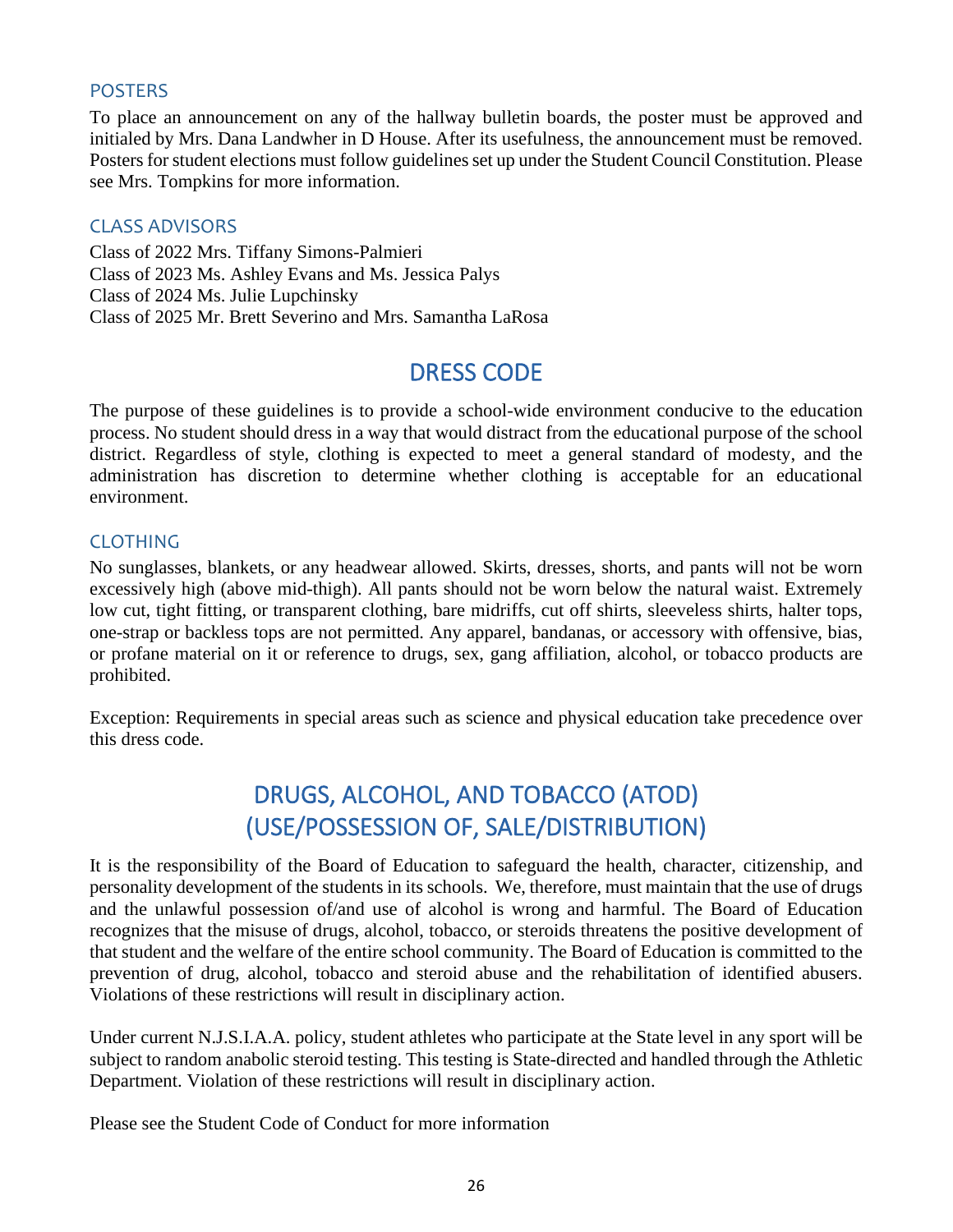### POSTERS

To place an announcement on any of the hallway bulletin boards, the poster must be approved and initialed by Mrs. Dana Landwher in D House. After its usefulness, the announcement must be removed. Posters for student elections must follow guidelines set up under the Student Council Constitution. Please see Mrs. Tompkins for more information.

### CLASS ADVISORS

Class of 2022 Mrs. Tiffany Simons-Palmieri
Class of 2023 Ms. Ashley Evans and Ms. Jessica Palys
Class of 2024 Ms. Julie Lupchinsky
Class of 2025 Mr. Brett Severino and Mrs. Samantha LaRosa

## DRESS CODE

The purpose of these guidelines is to provide a school-wide environment conducive to the education process. No student should dress in a way that would distract from the educational purpose of the school district. Regardless of style, clothing is expected to meet a general standard of modesty, and the administration has discretion to determine whether clothing is acceptable for an educational environment.

### CLOTHING

No sunglasses, blankets, or any headwear allowed. Skirts, dresses, shorts, and pants will not be worn excessively high (above mid-thigh). All pants should not be worn below the natural waist. Extremely low cut, tight fitting, or transparent clothing, bare midriffs, cut off shirts, sleeveless shirts, halter tops, one-strap or backless tops are not permitted. Any apparel, bandanas, or accessory with offensive, bias, or profane material on it or reference to drugs, sex, gang affiliation, alcohol, or tobacco products are prohibited.

Exception: Requirements in special areas such as science and physical education take precedence over this dress code.

## DRUGS, ALCOHOL, AND TOBACCO (ATOD) (USE/POSSESSION OF, SALE/DISTRIBUTION)

It is the responsibility of the Board of Education to safeguard the health, character, citizenship, and personality development of the students in its schools. We, therefore, must maintain that the use of drugs and the unlawful possession of/and use of alcohol is wrong and harmful. The Board of Education recognizes that the misuse of drugs, alcohol, tobacco, or steroids threatens the positive development of that student and the welfare of the entire school community. The Board of Education is committed to the prevention of drug, alcohol, tobacco and steroid abuse and the rehabilitation of identified abusers. Violations of these restrictions will result in disciplinary action.

Under current N.J.S.I.A.A. policy, student athletes who participate at the State level in any sport will be subject to random anabolic steroid testing. This testing is State-directed and handled through the Athletic Department. Violation of these restrictions will result in disciplinary action.

Please see the Student Code of Conduct for more information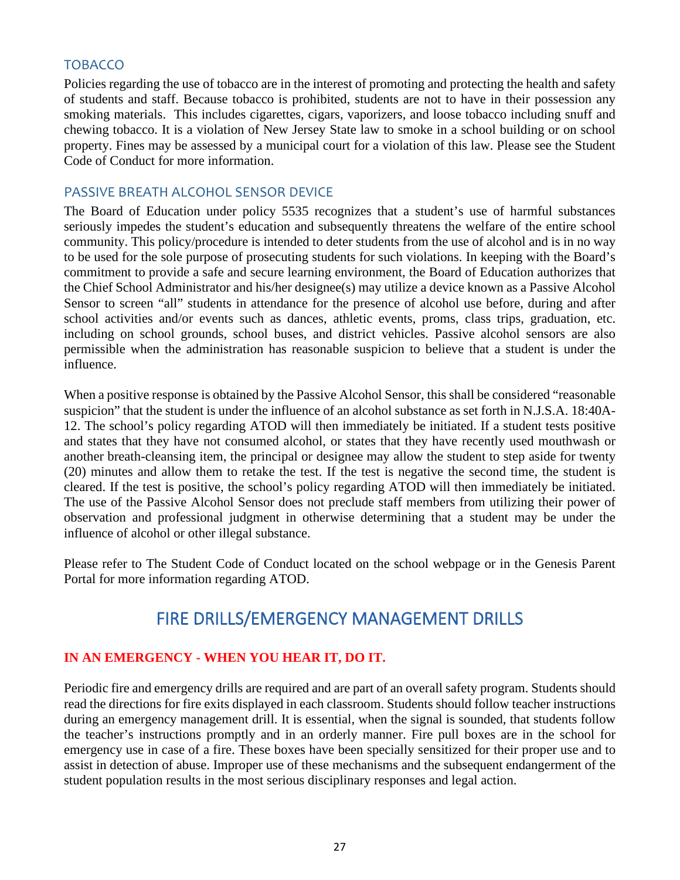### TOBACCO

Policies regarding the use of tobacco are in the interest of promoting and protecting the health and safety of students and staff. Because tobacco is prohibited, students are not to have in their possession any smoking materials. This includes cigarettes, cigars, vaporizers, and loose tobacco including snuff and chewing tobacco. It is a violation of New Jersey State law to smoke in a school building or on school property. Fines may be assessed by a municipal court for a violation of this law. Please see the Student Code of Conduct for more information.

### PASSIVE BREATH ALCOHOL SENSOR DEVICE

The Board of Education under policy 5535 recognizes that a student's use of harmful substances seriously impedes the student's education and subsequently threatens the welfare of the entire school community. This policy/procedure is intended to deter students from the use of alcohol and is in no way to be used for the sole purpose of prosecuting students for such violations. In keeping with the Board's commitment to provide a safe and secure learning environment, the Board of Education authorizes that the Chief School Administrator and his/her designee(s) may utilize a device known as a Passive Alcohol Sensor to screen "all" students in attendance for the presence of alcohol use before, during and after school activities and/or events such as dances, athletic events, proms, class trips, graduation, etc. including on school grounds, school buses, and district vehicles. Passive alcohol sensors are also permissible when the administration has reasonable suspicion to believe that a student is under the influence.

When a positive response is obtained by the Passive Alcohol Sensor, this shall be considered "reasonable suspicion" that the student is under the influence of an alcohol substance as set forth in N.J.S.A. 18:40A-12. The school's policy regarding ATOD will then immediately be initiated. If a student tests positive and states that they have not consumed alcohol, or states that they have recently used mouthwash or another breath-cleansing item, the principal or designee may allow the student to step aside for twenty (20) minutes and allow them to retake the test. If the test is negative the second time, the student is cleared. If the test is positive, the school's policy regarding ATOD will then immediately be initiated. The use of the Passive Alcohol Sensor does not preclude staff members from utilizing their power of observation and professional judgment in otherwise determining that a student may be under the influence of alcohol or other illegal substance.

Please refer to The Student Code of Conduct located on the school webpage or in the Genesis Parent Portal for more information regarding ATOD.

## FIRE DRILLS/EMERGENCY MANAGEMENT DRILLS

**IN AN EMERGENCY - WHEN YOU HEAR IT, DO IT.**

Periodic fire and emergency drills are required and are part of an overall safety program. Students should read the directions for fire exits displayed in each classroom. Students should follow teacher instructions during an emergency management drill. It is essential, when the signal is sounded, that students follow the teacher's instructions promptly and in an orderly manner. Fire pull boxes are in the school for emergency use in case of a fire. These boxes have been specially sensitized for their proper use and to assist in detection of abuse. Improper use of these mechanisms and the subsequent endangerment of the student population results in the most serious disciplinary responses and legal action.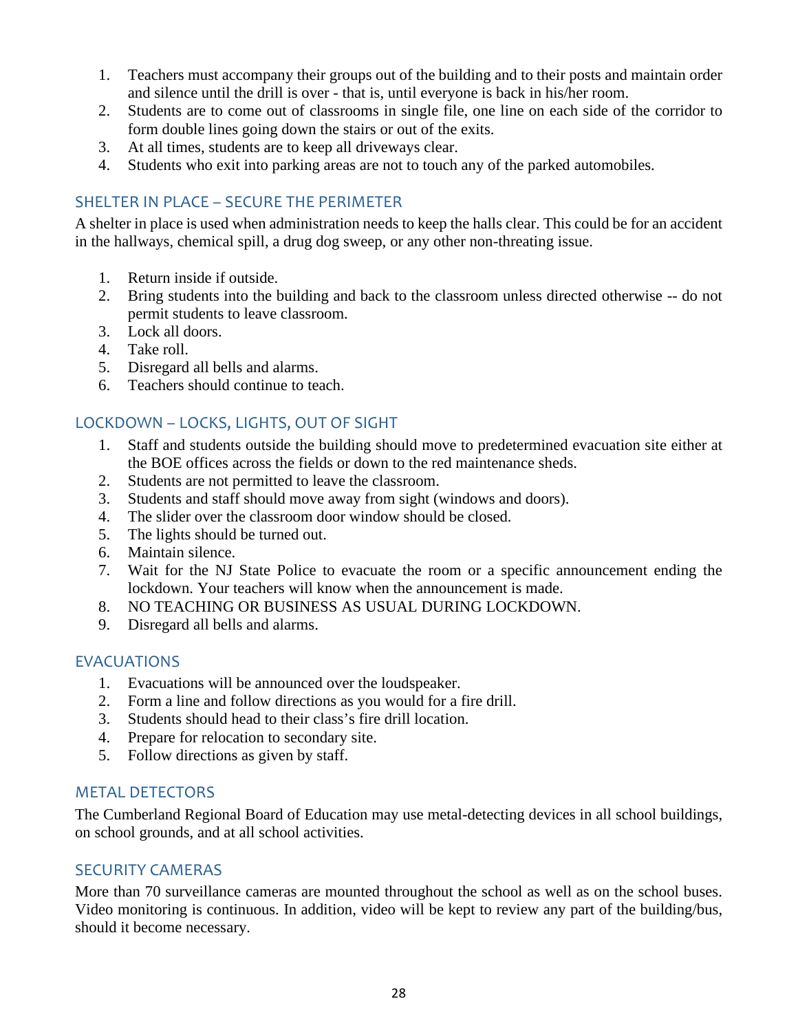1. Teachers must accompany their groups out of the building and to their posts and maintain order and silence until the drill is over - that is, until everyone is back in his/her room.
2. Students are to come out of classrooms in single file, one line on each side of the corridor to form double lines going down the stairs or out of the exits.
3. At all times, students are to keep all driveways clear.
4. Students who exit into parking areas are not to touch any of the parked automobiles.

## SHELTER IN PLACE – SECURE THE PERIMETER

A shelter in place is used when administration needs to keep the halls clear. This could be for an accident in the hallways, chemical spill, a drug dog sweep, or any other non-threating issue.

1. Return inside if outside.
2. Bring students into the building and back to the classroom unless directed otherwise -- do not permit students to leave classroom.
3. Lock all doors.
4. Take roll.
5. Disregard all bells and alarms.
6. Teachers should continue to teach.

## LOCKDOWN – LOCKS, LIGHTS, OUT OF SIGHT

1. Staff and students outside the building should move to predetermined evacuation site either at the BOE offices across the fields or down to the red maintenance sheds.
2. Students are not permitted to leave the classroom.
3. Students and staff should move away from sight (windows and doors).
4. The slider over the classroom door window should be closed.
5. The lights should be turned out.
6. Maintain silence.
7. Wait for the NJ State Police to evacuate the room or a specific announcement ending the lockdown. Your teachers will know when the announcement is made.
8. NO TEACHING OR BUSINESS AS USUAL DURING LOCKDOWN.
9. Disregard all bells and alarms.

## EVACUATIONS

1. Evacuations will be announced over the loudspeaker.
2. Form a line and follow directions as you would for a fire drill.
3. Students should head to their class's fire drill location.
4. Prepare for relocation to secondary site.
5. Follow directions as given by staff.

## METAL DETECTORS

The Cumberland Regional Board of Education may use metal-detecting devices in all school buildings, on school grounds, and at all school activities.

## SECURITY CAMERAS

More than 70 surveillance cameras are mounted throughout the school as well as on the school buses. Video monitoring is continuous. In addition, video will be kept to review any part of the building/bus, should it become necessary.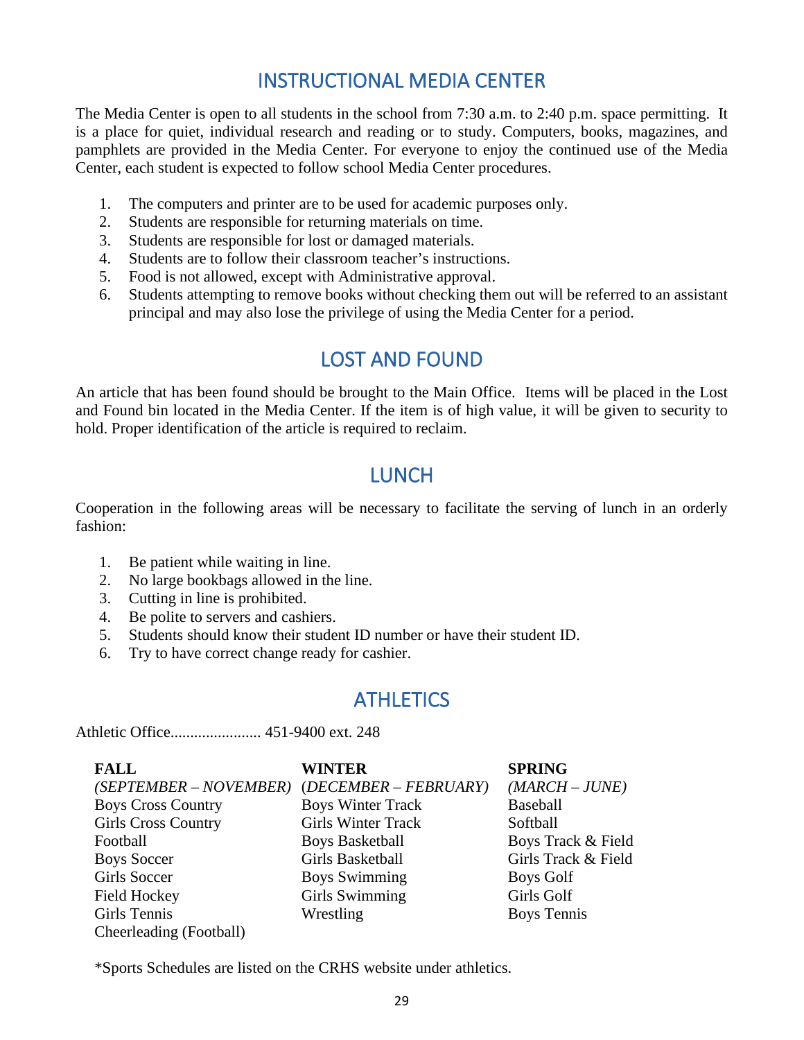## INSTRUCTIONAL MEDIA CENTER

The Media Center is open to all students in the school from 7:30 a.m. to 2:40 p.m. space permitting. It is a place for quiet, individual research and reading or to study. Computers, books, magazines, and pamphlets are provided in the Media Center. For everyone to enjoy the continued use of the Media Center, each student is expected to follow school Media Center procedures.

1. The computers and printer are to be used for academic purposes only.
2. Students are responsible for returning materials on time.
3. Students are responsible for lost or damaged materials.
4. Students are to follow their classroom teacher's instructions.
5. Food is not allowed, except with Administrative approval.
6. Students attempting to remove books without checking them out will be referred to an assistant principal and may also lose the privilege of using the Media Center for a period.

## LOST AND FOUND

An article that has been found should be brought to the Main Office. Items will be placed in the Lost and Found bin located in the Media Center. If the item is of high value, it will be given to security to hold. Proper identification of the article is required to reclaim.

## LUNCH

Cooperation in the following areas will be necessary to facilitate the serving of lunch in an orderly fashion:

1. Be patient while waiting in line.
2. No large bookbags allowed in the line.
3. Cutting in line is prohibited.
4. Be polite to servers and cashiers.
5. Students should know their student ID number or have their student ID.
6. Try to have correct change ready for cashier.

## ATHLETICS

Athletic Office....................... 451-9400 ext. 248

| **FALL** *(SEPTEMBER – NOVEMBER)* | **WINTER** *(DECEMBER – FEBRUARY)* | **SPRING** *(MARCH – JUNE)* |
|---|---|---|
| Boys Cross Country | Boys Winter Track | Baseball |
| Girls Cross Country | Girls Winter Track | Softball |
| Football | Boys Basketball | Boys Track & Field |
| Boys Soccer | Girls Basketball | Girls Track & Field |
| Girls Soccer | Boys Swimming | Boys Golf |
| Field Hockey | Girls Swimming | Girls Golf |
| Girls Tennis | Wrestling | Boys Tennis |
| Cheerleading (Football) | | |

*Sports Schedules are listed on the CRHS website under athletics.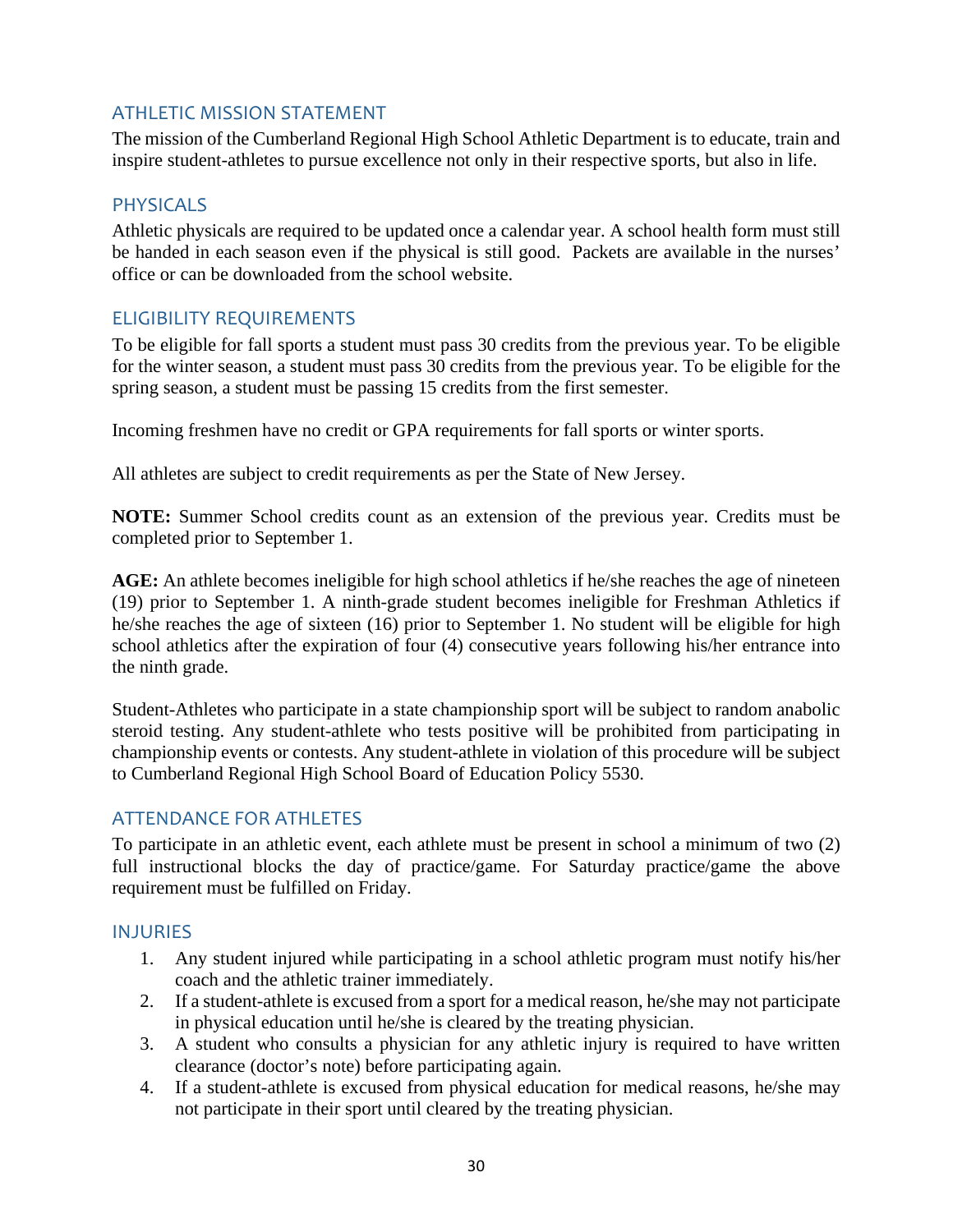## ATHLETIC MISSION STATEMENT

The mission of the Cumberland Regional High School Athletic Department is to educate, train and inspire student-athletes to pursue excellence not only in their respective sports, but also in life.

## PHYSICALS

Athletic physicals are required to be updated once a calendar year. A school health form must still be handed in each season even if the physical is still good. Packets are available in the nurses' office or can be downloaded from the school website.

## ELIGIBILITY REQUIREMENTS

To be eligible for fall sports a student must pass 30 credits from the previous year. To be eligible for the winter season, a student must pass 30 credits from the previous year. To be eligible for the spring season, a student must be passing 15 credits from the first semester.

Incoming freshmen have no credit or GPA requirements for fall sports or winter sports.

All athletes are subject to credit requirements as per the State of New Jersey.

**NOTE:** Summer School credits count as an extension of the previous year. Credits must be completed prior to September 1.

**AGE:** An athlete becomes ineligible for high school athletics if he/she reaches the age of nineteen (19) prior to September 1. A ninth-grade student becomes ineligible for Freshman Athletics if he/she reaches the age of sixteen (16) prior to September 1. No student will be eligible for high school athletics after the expiration of four (4) consecutive years following his/her entrance into the ninth grade.

Student-Athletes who participate in a state championship sport will be subject to random anabolic steroid testing. Any student-athlete who tests positive will be prohibited from participating in championship events or contests. Any student-athlete in violation of this procedure will be subject to Cumberland Regional High School Board of Education Policy 5530.

## ATTENDANCE FOR ATHLETES

To participate in an athletic event, each athlete must be present in school a minimum of two (2) full instructional blocks the day of practice/game. For Saturday practice/game the above requirement must be fulfilled on Friday.

## INJURIES

1. Any student injured while participating in a school athletic program must notify his/her coach and the athletic trainer immediately.
2. If a student-athlete is excused from a sport for a medical reason, he/she may not participate in physical education until he/she is cleared by the treating physician.
3. A student who consults a physician for any athletic injury is required to have written clearance (doctor's note) before participating again.
4. If a student-athlete is excused from physical education for medical reasons, he/she may not participate in their sport until cleared by the treating physician.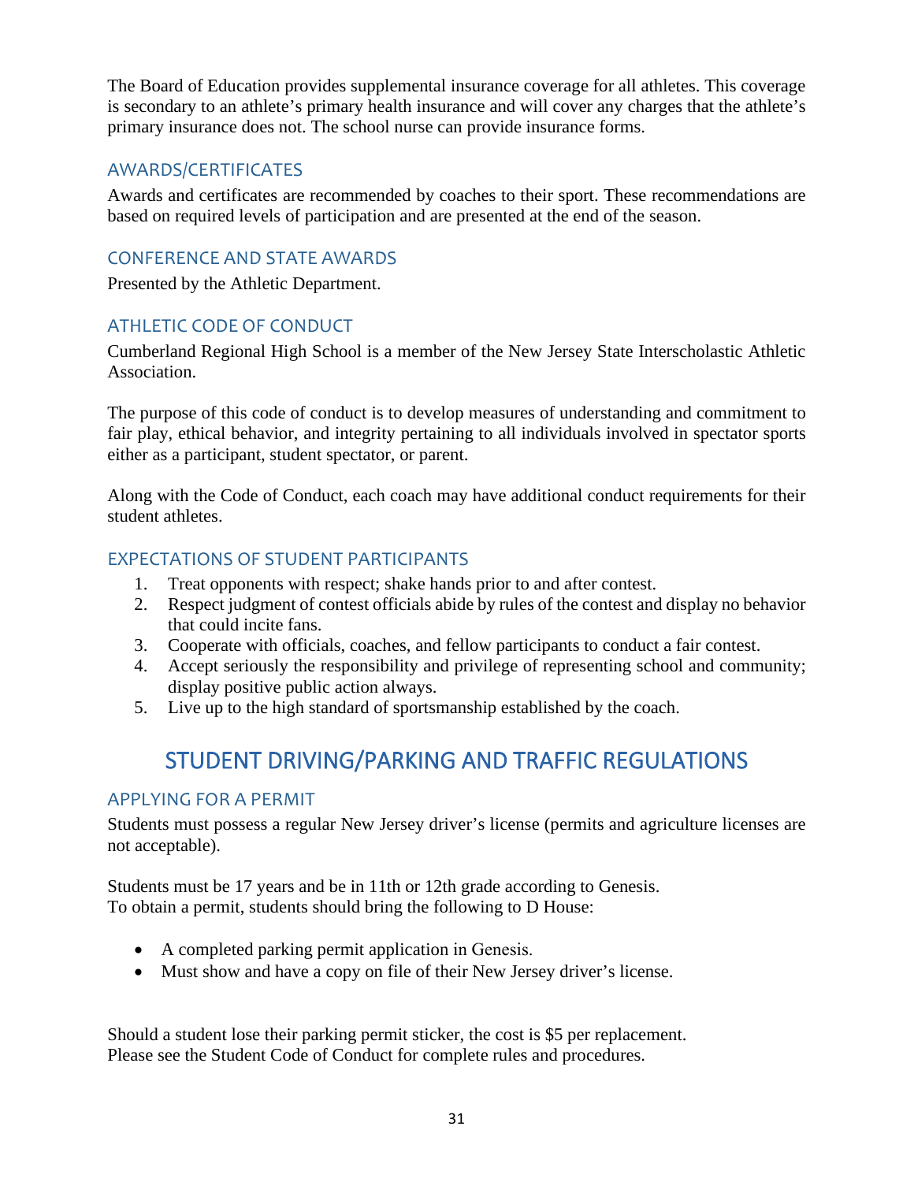The Board of Education provides supplemental insurance coverage for all athletes. This coverage is secondary to an athlete's primary health insurance and will cover any charges that the athlete's primary insurance does not. The school nurse can provide insurance forms.

### AWARDS/CERTIFICATES

Awards and certificates are recommended by coaches to their sport. These recommendations are based on required levels of participation and are presented at the end of the season.

### CONFERENCE AND STATE AWARDS

Presented by the Athletic Department.

### ATHLETIC CODE OF CONDUCT

Cumberland Regional High School is a member of the New Jersey State Interscholastic Athletic Association.

The purpose of this code of conduct is to develop measures of understanding and commitment to fair play, ethical behavior, and integrity pertaining to all individuals involved in spectator sports either as a participant, student spectator, or parent.

Along with the Code of Conduct, each coach may have additional conduct requirements for their student athletes.

### EXPECTATIONS OF STUDENT PARTICIPANTS

1. Treat opponents with respect; shake hands prior to and after contest.
2. Respect judgment of contest officials abide by rules of the contest and display no behavior that could incite fans.
3. Cooperate with officials, coaches, and fellow participants to conduct a fair contest.
4. Accept seriously the responsibility and privilege of representing school and community; display positive public action always.
5. Live up to the high standard of sportsmanship established by the coach.

## STUDENT DRIVING/PARKING AND TRAFFIC REGULATIONS

### APPLYING FOR A PERMIT

Students must possess a regular New Jersey driver's license (permits and agriculture licenses are not acceptable).

Students must be 17 years and be in 11th or 12th grade according to Genesis.
To obtain a permit, students should bring the following to D House:

- A completed parking permit application in Genesis.
- Must show and have a copy on file of their New Jersey driver's license.

Should a student lose their parking permit sticker, the cost is $5 per replacement.
Please see the Student Code of Conduct for complete rules and procedures.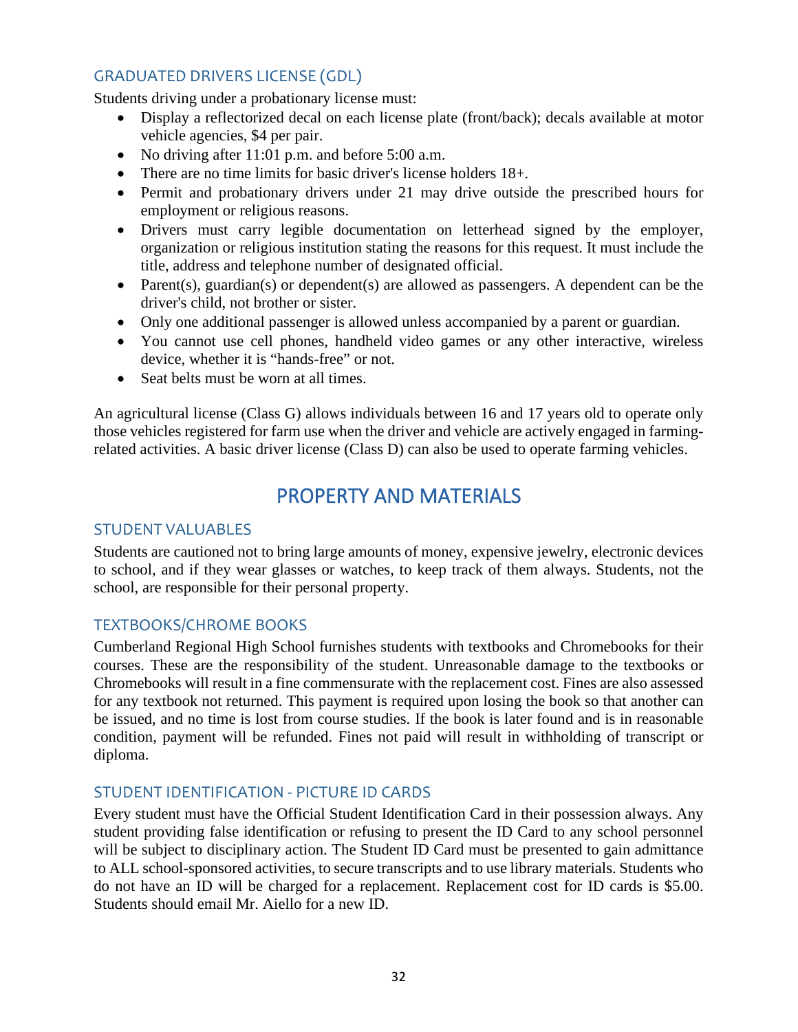### GRADUATED DRIVERS LICENSE (GDL)

Students driving under a probationary license must:

- Display a reflectorized decal on each license plate (front/back); decals available at motor vehicle agencies, $4 per pair.
- No driving after 11:01 p.m. and before 5:00 a.m.
- There are no time limits for basic driver's license holders 18+.
- Permit and probationary drivers under 21 may drive outside the prescribed hours for employment or religious reasons.
- Drivers must carry legible documentation on letterhead signed by the employer, organization or religious institution stating the reasons for this request. It must include the title, address and telephone number of designated official.
- Parent(s), guardian(s) or dependent(s) are allowed as passengers. A dependent can be the driver's child, not brother or sister.
- Only one additional passenger is allowed unless accompanied by a parent or guardian.
- You cannot use cell phones, handheld video games or any other interactive, wireless device, whether it is "hands-free" or not.
- Seat belts must be worn at all times.

An agricultural license (Class G) allows individuals between 16 and 17 years old to operate only those vehicles registered for farm use when the driver and vehicle are actively engaged in farming-related activities. A basic driver license (Class D) can also be used to operate farming vehicles.

## PROPERTY AND MATERIALS

### STUDENT VALUABLES

Students are cautioned not to bring large amounts of money, expensive jewelry, electronic devices to school, and if they wear glasses or watches, to keep track of them always. Students, not the school, are responsible for their personal property.

### TEXTBOOKS/CHROME BOOKS

Cumberland Regional High School furnishes students with textbooks and Chromebooks for their courses. These are the responsibility of the student. Unreasonable damage to the textbooks or Chromebooks will result in a fine commensurate with the replacement cost. Fines are also assessed for any textbook not returned. This payment is required upon losing the book so that another can be issued, and no time is lost from course studies. If the book is later found and is in reasonable condition, payment will be refunded. Fines not paid will result in withholding of transcript or diploma.

### STUDENT IDENTIFICATION - PICTURE ID CARDS

Every student must have the Official Student Identification Card in their possession always. Any student providing false identification or refusing to present the ID Card to any school personnel will be subject to disciplinary action. The Student ID Card must be presented to gain admittance to ALL school-sponsored activities, to secure transcripts and to use library materials. Students who do not have an ID will be charged for a replacement. Replacement cost for ID cards is $5.00. Students should email Mr. Aiello for a new ID.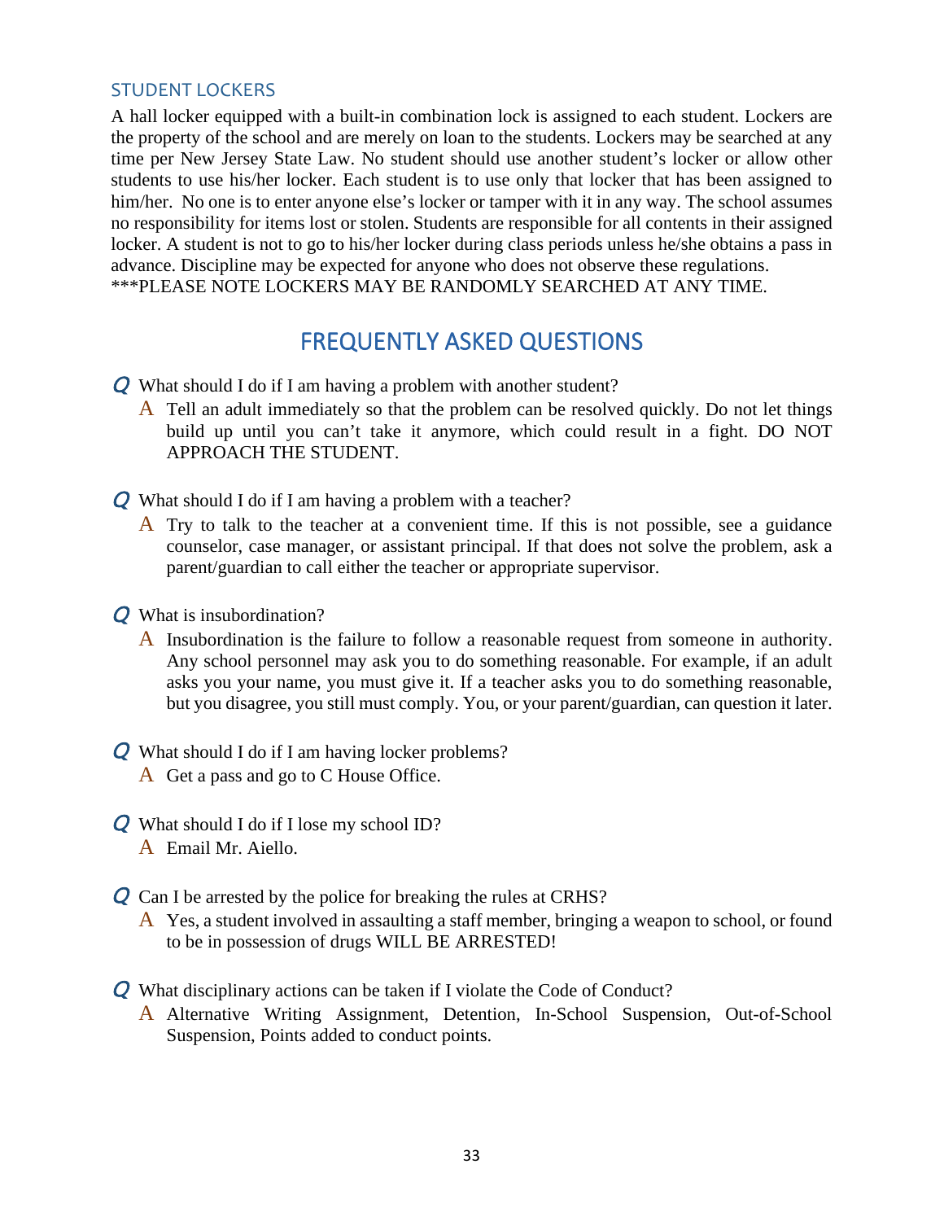### STUDENT LOCKERS

A hall locker equipped with a built-in combination lock is assigned to each student. Lockers are the property of the school and are merely on loan to the students. Lockers may be searched at any time per New Jersey State Law. No student should use another student's locker or allow other students to use his/her locker. Each student is to use only that locker that has been assigned to him/her. No one is to enter anyone else's locker or tamper with it in any way. The school assumes no responsibility for items lost or stolen. Students are responsible for all contents in their assigned locker. A student is not to go to his/her locker during class periods unless he/she obtains a pass in advance. Discipline may be expected for anyone who does not observe these regulations.
***PLEASE NOTE LOCKERS MAY BE RANDOMLY SEARCHED AT ANY TIME.

## FREQUENTLY ASKED QUESTIONS

**Q** What should I do if I am having a problem with another student?

**A** Tell an adult immediately so that the problem can be resolved quickly. Do not let things build up until you can't take it anymore, which could result in a fight. DO NOT APPROACH THE STUDENT.

**Q** What should I do if I am having a problem with a teacher?

**A** Try to talk to the teacher at a convenient time. If this is not possible, see a guidance counselor, case manager, or assistant principal. If that does not solve the problem, ask a parent/guardian to call either the teacher or appropriate supervisor.

**Q** What is insubordination?

**A** Insubordination is the failure to follow a reasonable request from someone in authority. Any school personnel may ask you to do something reasonable. For example, if an adult asks you your name, you must give it. If a teacher asks you to do something reasonable, but you disagree, you still must comply. You, or your parent/guardian, can question it later.

**Q** What should I do if I am having locker problems?

**A** Get a pass and go to C House Office.

**Q** What should I do if I lose my school ID?

**A** Email Mr. Aiello.

**Q** Can I be arrested by the police for breaking the rules at CRHS?

**A** Yes, a student involved in assaulting a staff member, bringing a weapon to school, or found to be in possession of drugs WILL BE ARRESTED!

**Q** What disciplinary actions can be taken if I violate the Code of Conduct?

**A** Alternative Writing Assignment, Detention, In-School Suspension, Out-of-School Suspension, Points added to conduct points.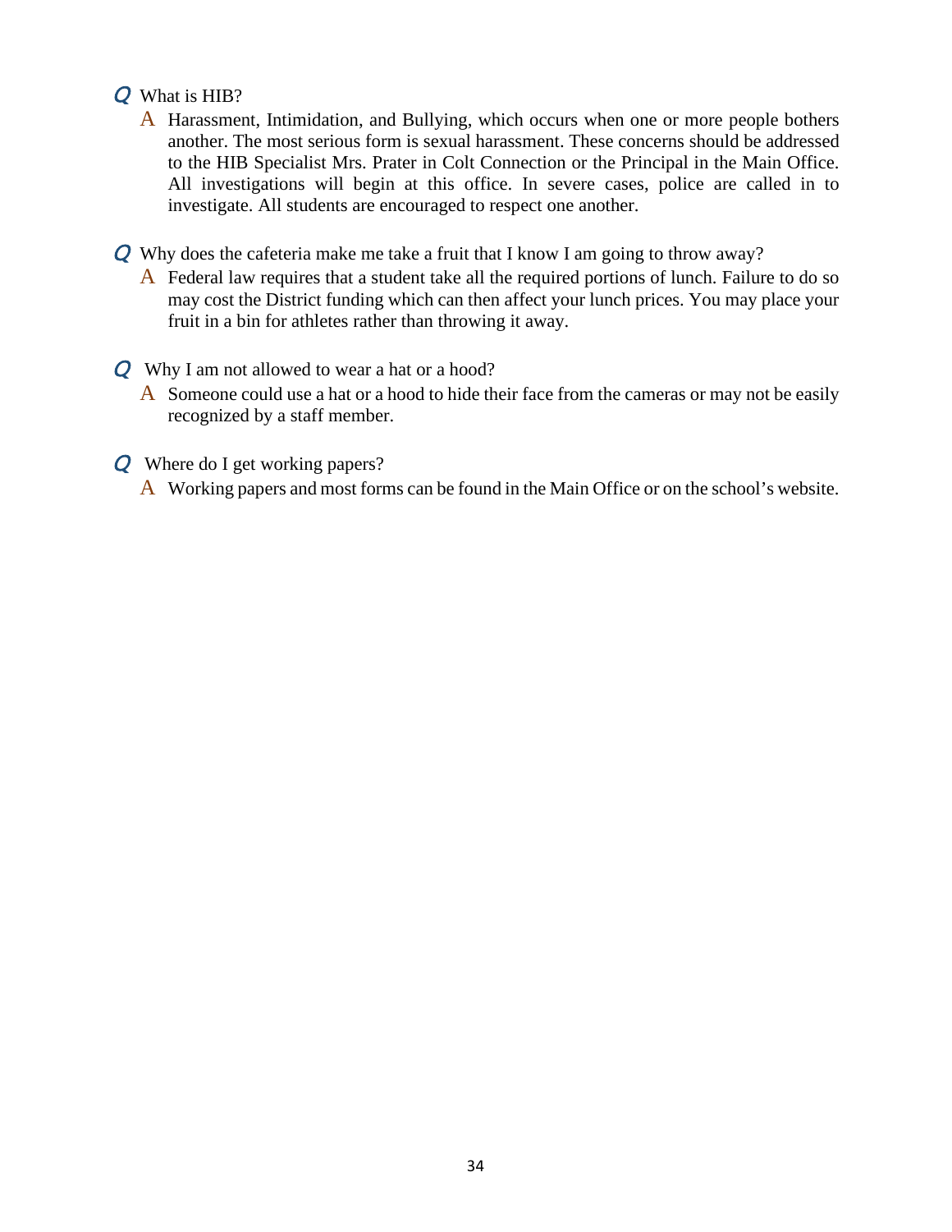**Q** What is HIB?

**A** Harassment, Intimidation, and Bullying, which occurs when one or more people bothers another. The most serious form is sexual harassment. These concerns should be addressed to the HIB Specialist Mrs. Prater in Colt Connection or the Principal in the Main Office. All investigations will begin at this office. In severe cases, police are called in to investigate. All students are encouraged to respect one another.

**Q** Why does the cafeteria make me take a fruit that I know I am going to throw away?

**A** Federal law requires that a student take all the required portions of lunch. Failure to do so may cost the District funding which can then affect your lunch prices. You may place your fruit in a bin for athletes rather than throwing it away.

**Q** Why I am not allowed to wear a hat or a hood?

**A** Someone could use a hat or a hood to hide their face from the cameras or may not be easily recognized by a staff member.

**Q** Where do I get working papers?

**A** Working papers and most forms can be found in the Main Office or on the school's website.